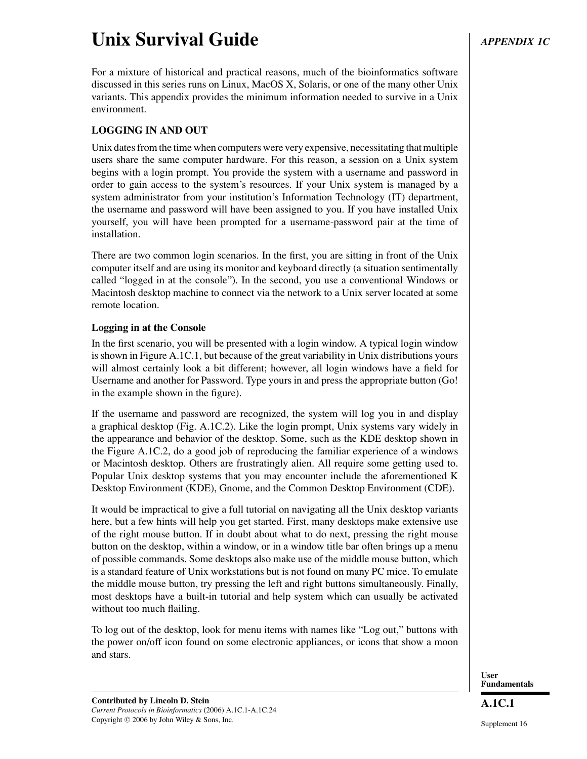# Unix Survival Guide

For a mixture of historical and practical reasons, much of the bioinformatics software discussed in this series runs on Linux, MacOS X, Solaris, or one of the many other Unix variants. This appendix provides the minimum information needed to survive in a Unix environment.

## LOGGING IN AND OUT

Unix dates from the time when computers were very expensive, necessitating that multiple users share the same computer hardware. For this reason, a session on a Unix system begins with a login prompt. You provide the system with a username and password in order to gain access to the system's resources. If your Unix system is managed by a system administrator from your institution's Information Technology (IT) department, the username and password will have been assigned to you. If you have installed Unix yourself, you will have been prompted for a username-password pair at the time of installation.

There are two common login scenarios. In the first, you are sitting in front of the Unix computer itself and are using its monitor and keyboard directly (a situation sentimentally called "logged in at the console"). In the second, you use a conventional Windows or Macintosh desktop machine to connect via the network to a Unix server located at some remote location.

### Logging in at the Console

In the first scenario, you will be presented with a login window. A typical login window is shown in Figure A.1C.1, but because of the great variability in Unix distributions yours will almost certainly look a bit different; however, all login windows have a field for Username and another for Password. Type yours in and press the appropriate button (Go! in the example shown in the figure).

If the username and password are recognized, the system will log you in and display a graphical desktop (Fig. A.1C.2). Like the login prompt, Unix systems vary widely in the appearance and behavior of the desktop. Some, such as the KDE desktop shown in the Figure A.1C.2, do a good job of reproducing the familiar experience of a windows or Macintosh desktop. Others are frustratingly alien. All require some getting used to. Popular Unix desktop systems that you may encounter include the aforementioned K Desktop Environment (KDE), Gnome, and the Common Desktop Environment (CDE).

It would be impractical to give a full tutorial on navigating all the Unix desktop variants here, but a few hints will help you get started. First, many desktops make extensive use of the right mouse button. If in doubt about what to do next, pressing the right mouse button on the desktop, within a window, or in a window title bar often brings up a menu of possible commands. Some desktops also make use of the middle mouse button, which is a standard feature of Unix workstations but is not found on many PC mice. To emulate the middle mouse button, try pressing the left and right buttons simultaneously. Finally, most desktops have a built-in tutorial and help system which can usually be activated without too much flailing.

To log out of the desktop, look for menu items with names like "Log out," buttons with the power on/off icon found on some electronic appliances, or icons that show a moon and stars.

**Contributed by Lincoln D. Stein**
*Current Protocols in Bioinformatics* (2006) A.1C.1-A.1C.24
Copyright © 2006 by John Wiley & Sons, Inc.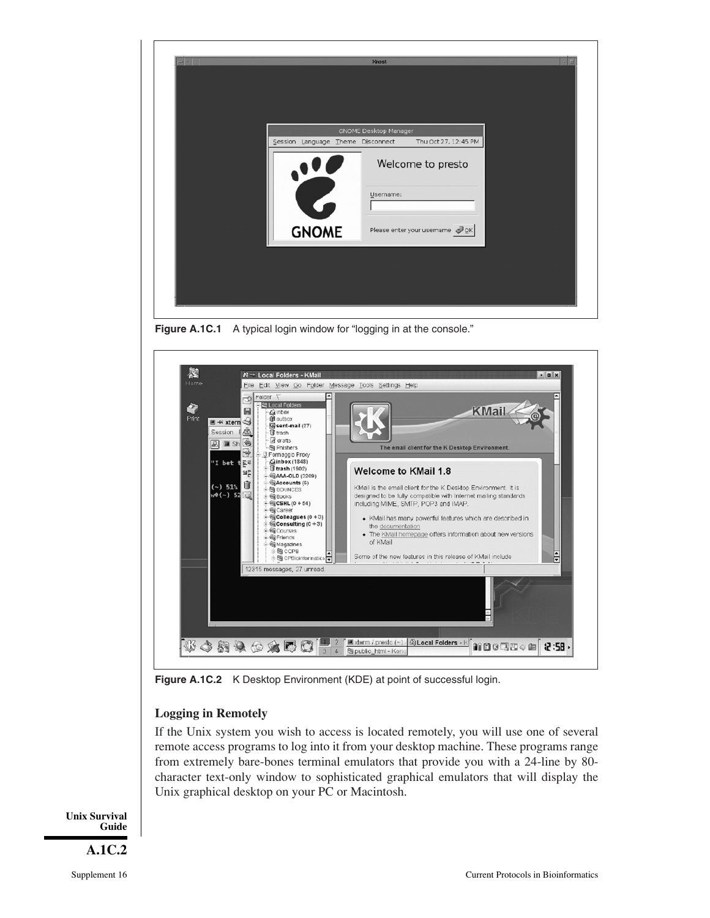Figure A.1C.1 A typical login window for “logging in at the console.”

Figure A.1C.2 K Desktop Environment (KDE) at point of successful login.

### Logging in Remotely

If the Unix system you wish to access is located remotely, you will use one of several remote access programs to log into it from your desktop machine. These programs range from extremely bare-bones terminal emulators that provide you with a 24-line by 80-character text-only window to sophisticated graphical emulators that will display the Unix graphical desktop on your PC or Macintosh.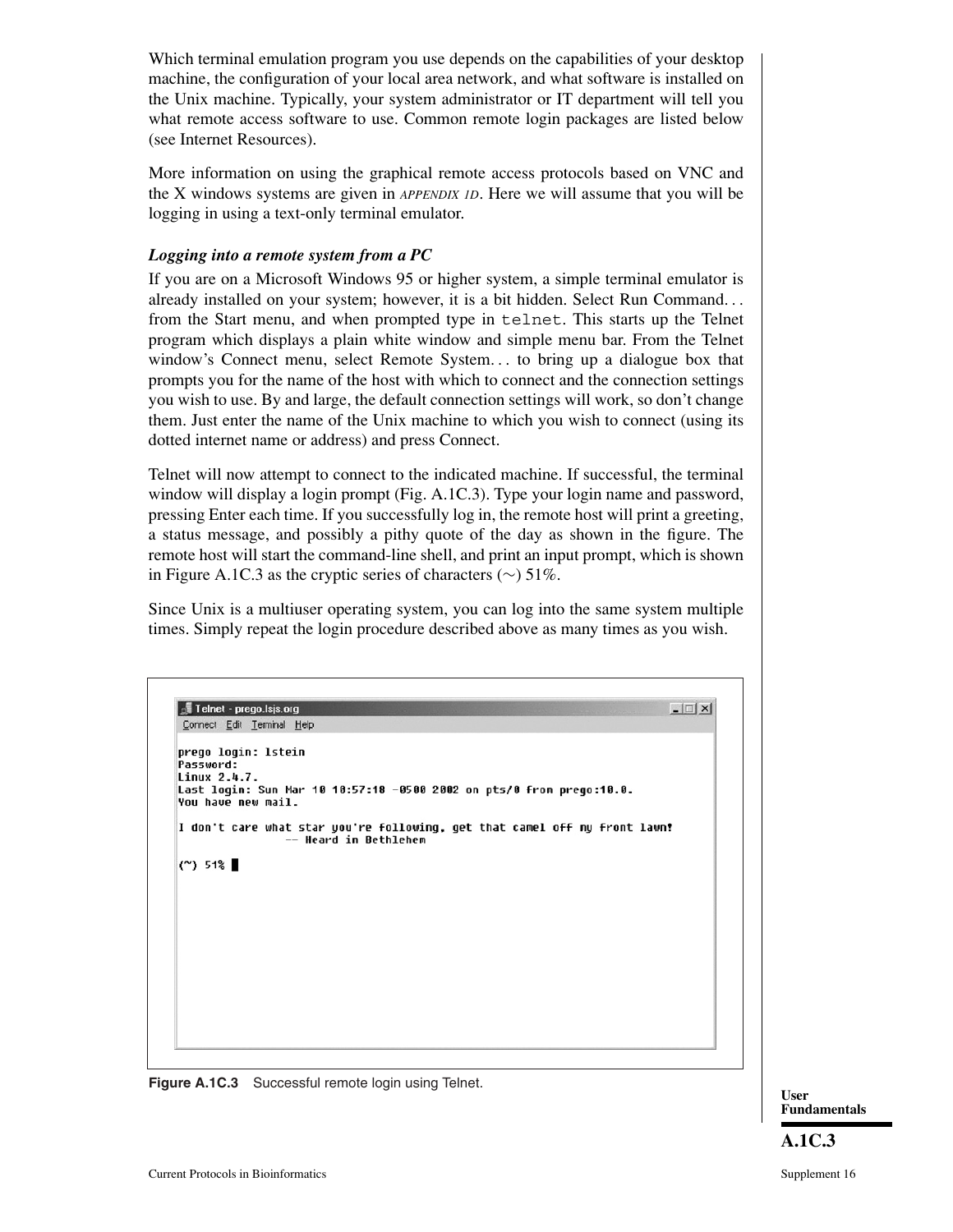Which terminal emulation program you use depends on the capabilities of your desktop machine, the configuration of your local area network, and what software is installed on the Unix machine. Typically, your system administrator or IT department will tell you what remote access software to use. Common remote login packages are listed below (see Internet Resources).

More information on using the graphical remote access protocols based on VNC and the X windows systems are given in *APPENDIX 1D*. Here we will assume that you will be logging in using a text-only terminal emulator.

***Logging into a remote system from a PC***

If you are on a Microsoft Windows 95 or higher system, a simple terminal emulator is already installed on your system; however, it is a bit hidden. Select Run Command... from the Start menu, and when prompted type in `telnet`. This starts up the Telnet program which displays a plain white window and simple menu bar. From the Telnet window's Connect menu, select Remote System... to bring up a dialogue box that prompts you for the name of the host with which to connect and the connection settings you wish to use. By and large, the default connection settings will work, so don't change them. Just enter the name of the Unix machine to which you wish to connect (using its dotted internet name or address) and press Connect.

Telnet will now attempt to connect to the indicated machine. If successful, the terminal window will display a login prompt (Fig. A.1C.3). Type your login name and password, pressing Enter each time. If you successfully log in, the remote host will print a greeting, a status message, and possibly a pithy quote of the day as shown in the figure. The remote host will start the command-line shell, and print an input prompt, which is shown in Figure A.1C.3 as the cryptic series of characters (~) 51%.

Since Unix is a multiuser operating system, you can log into the same system multiple times. Simply repeat the login procedure described above as many times as you wish.

```
Telnet - prego.lsjs.org
Connect  Edit  Terminal  Help

prego login: lstein
Password:
Linux 2.4.7.
Last login: Sun Mar 10 10:57:18 -0500 2002 on pts/0 from prego:10.0.
You have new mail.

I don't care what star you're following, get that camel off my front lawn!
                -- Heard in Bethlehem

(~) 51%
```

**Figure A.1C.3** Successful remote login using Telnet.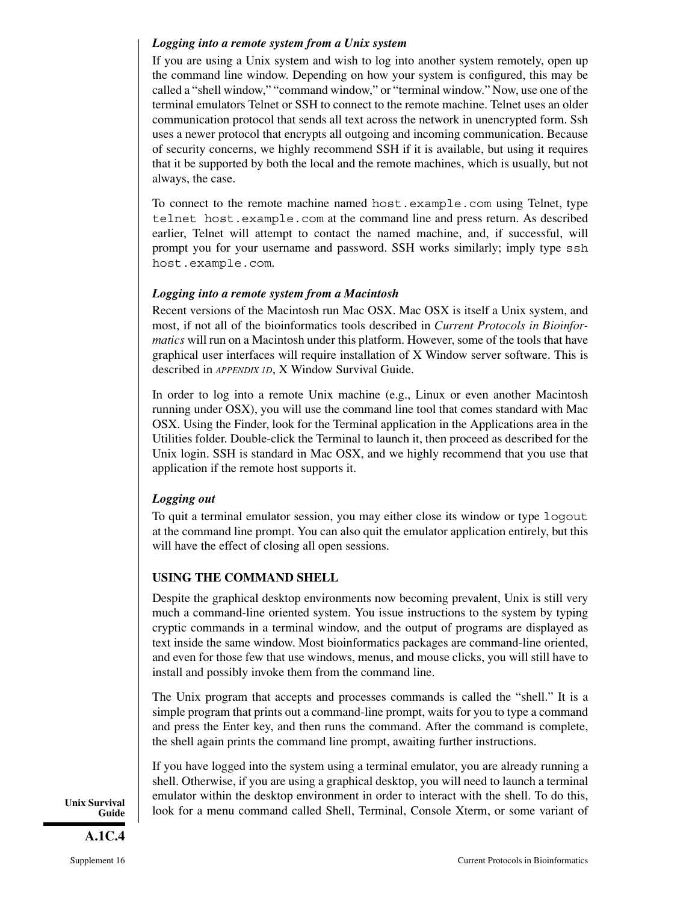*Logging into a remote system from a Unix system*

If you are using a Unix system and wish to log into another system remotely, open up the command line window. Depending on how your system is configured, this may be called a “shell window,” “command window,” or “terminal window.” Now, use one of the terminal emulators Telnet or SSH to connect to the remote machine. Telnet uses an older communication protocol that sends all text across the network in unencrypted form. Ssh uses a newer protocol that encrypts all outgoing and incoming communication. Because of security concerns, we highly recommend SSH if it is available, but using it requires that it be supported by both the local and the remote machines, which is usually, but not always, the case.

To connect to the remote machine named `host.example.com` using Telnet, type `telnet host.example.com` at the command line and press return. As described earlier, Telnet will attempt to contact the named machine, and, if successful, will prompt you for your username and password. SSH works similarly; imply type `ssh host.example.com`.

*Logging into a remote system from a Macintosh*

Recent versions of the Macintosh run Mac OSX. Mac OSX is itself a Unix system, and most, if not all of the bioinformatics tools described in *Current Protocols in Bioinformatics* will run on a Macintosh under this platform. However, some of the tools that have graphical user interfaces will require installation of X Window server software. This is described in *APPENDIX 1D*, X Window Survival Guide.

In order to log into a remote Unix machine (e.g., Linux or even another Macintosh running under OSX), you will use the command line tool that comes standard with Mac OSX. Using the Finder, look for the Terminal application in the Applications area in the Utilities folder. Double-click the Terminal to launch it, then proceed as described for the Unix login. SSH is standard in Mac OSX, and we highly recommend that you use that application if the remote host supports it.

*Logging out*

To quit a terminal emulator session, you may either close its window or type `logout` at the command line prompt. You can also quit the emulator application entirely, but this will have the effect of closing all open sessions.

## USING THE COMMAND SHELL

Despite the graphical desktop environments now becoming prevalent, Unix is still very much a command-line oriented system. You issue instructions to the system by typing cryptic commands in a terminal window, and the output of programs are displayed as text inside the same window. Most bioinformatics packages are command-line oriented, and even for those few that use windows, menus, and mouse clicks, you will still have to install and possibly invoke them from the command line.

The Unix program that accepts and processes commands is called the “shell.” It is a simple program that prints out a command-line prompt, waits for you to type a command and press the Enter key, and then runs the command. After the command is complete, the shell again prints the command line prompt, awaiting further instructions.

If you have logged into the system using a terminal emulator, you are already running a shell. Otherwise, if you are using a graphical desktop, you will need to launch a terminal emulator within the desktop environment in order to interact with the shell. To do this, look for a menu command called Shell, Terminal, Console Xterm, or some variant of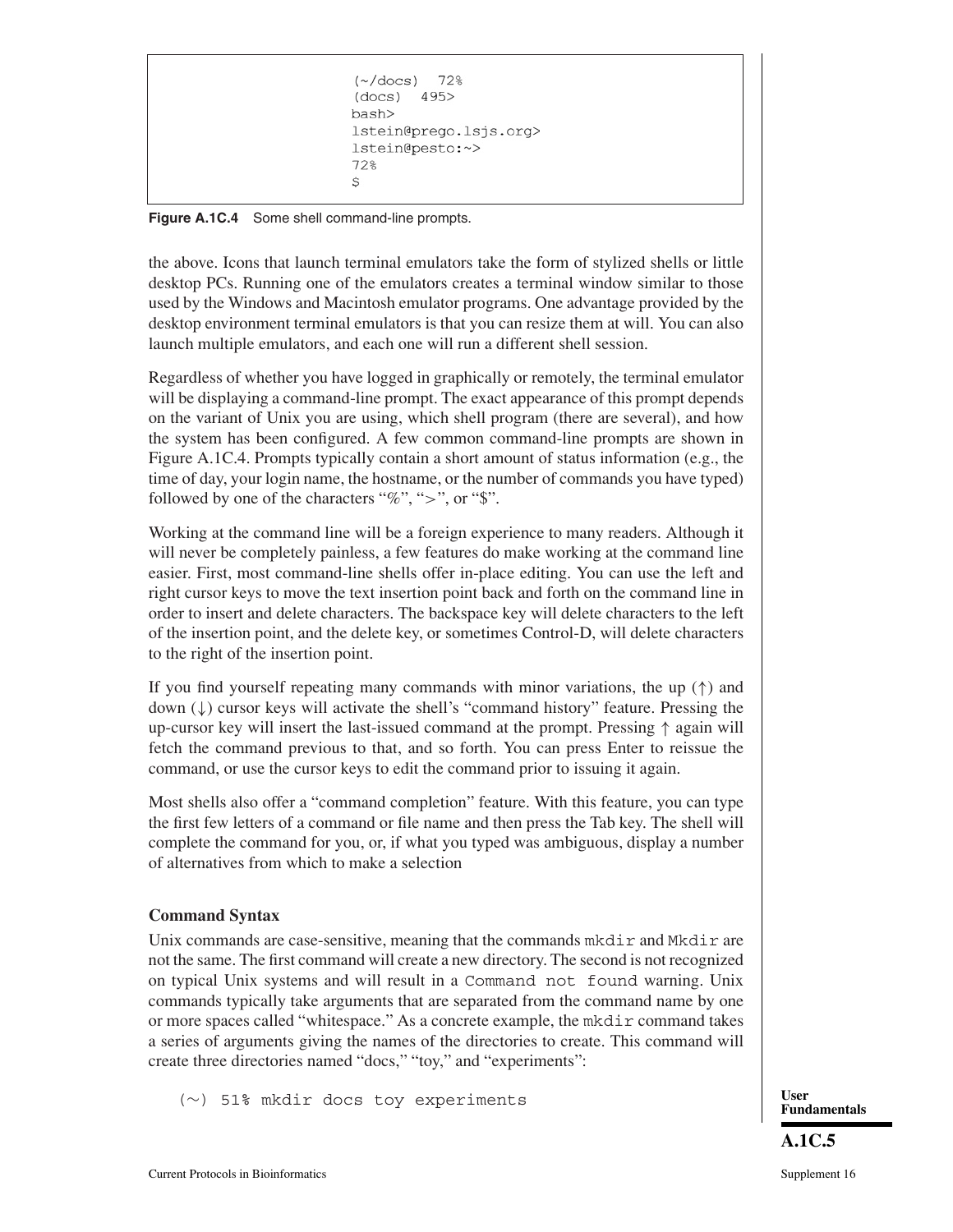```
(~/docs)  72%
(docs)  495>
bash>
lstein@prego.lsjs.org>
lstein@pesto:~>
72%
$
```

**Figure A.1C.4** Some shell command-line prompts.

the above. Icons that launch terminal emulators take the form of stylized shells or little desktop PCs. Running one of the emulators creates a terminal window similar to those used by the Windows and Macintosh emulator programs. One advantage provided by the desktop environment terminal emulators is that you can resize them at will. You can also launch multiple emulators, and each one will run a different shell session.

Regardless of whether you have logged in graphically or remotely, the terminal emulator will be displaying a command-line prompt. The exact appearance of this prompt depends on the variant of Unix you are using, which shell program (there are several), and how the system has been configured. A few common command-line prompts are shown in Figure A.1C.4. Prompts typically contain a short amount of status information (e.g., the time of day, your login name, the hostname, or the number of commands you have typed) followed by one of the characters "%", ">", or "$".

Working at the command line will be a foreign experience to many readers. Although it will never be completely painless, a few features do make working at the command line easier. First, most command-line shells offer in-place editing. You can use the left and right cursor keys to move the text insertion point back and forth on the command line in order to insert and delete characters. The backspace key will delete characters to the left of the insertion point, and the delete key, or sometimes Control-D, will delete characters to the right of the insertion point.

If you find yourself repeating many commands with minor variations, the up (↑) and down (↓) cursor keys will activate the shell's "command history" feature. Pressing the up-cursor key will insert the last-issued command at the prompt. Pressing ↑ again will fetch the command previous to that, and so forth. You can press Enter to reissue the command, or use the cursor keys to edit the command prior to issuing it again.

Most shells also offer a "command completion" feature. With this feature, you can type the first few letters of a command or file name and then press the Tab key. The shell will complete the command for you, or, if what you typed was ambiguous, display a number of alternatives from which to make a selection

### Command Syntax

Unix commands are case-sensitive, meaning that the commands `mkdir` and `Mkdir` are not the same. The first command will create a new directory. The second is not recognized on typical Unix systems and will result in a `Command not found` warning. Unix commands typically take arguments that are separated from the command name by one or more spaces called "whitespace." As a concrete example, the `mkdir` command takes a series of arguments giving the names of the directories to create. This command will create three directories named "docs," "toy," and "experiments":

```
(~) 51% mkdir docs toy experiments
```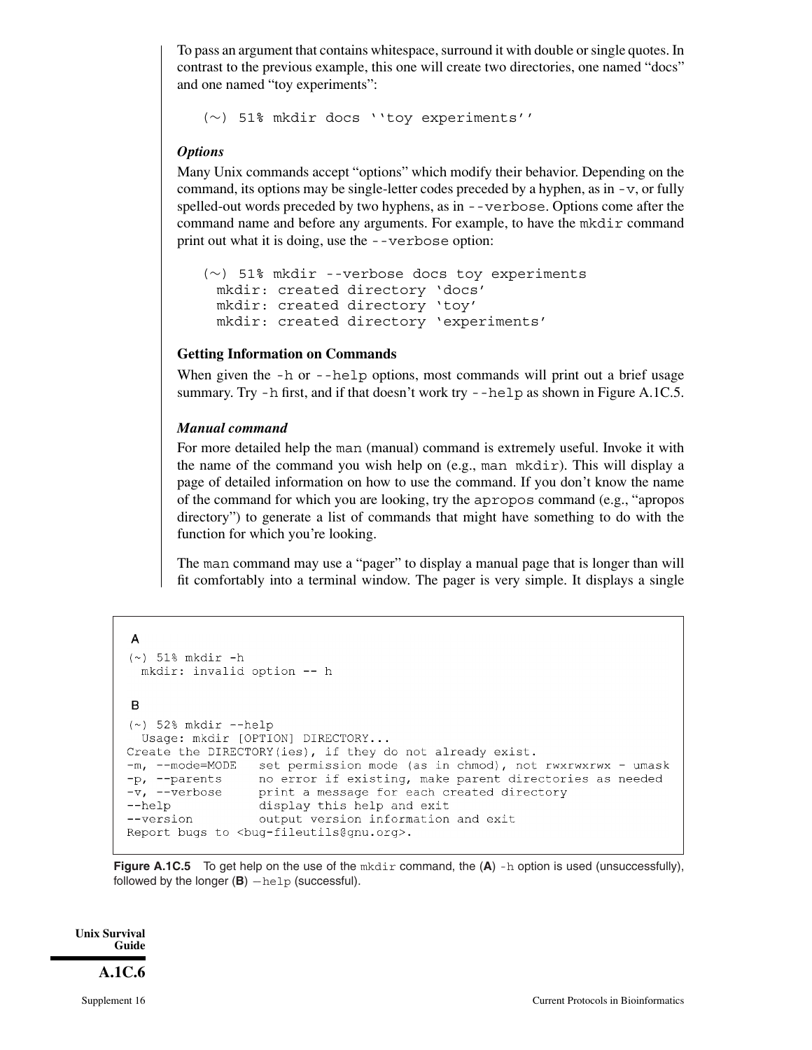To pass an argument that contains whitespace, surround it with double or single quotes. In contrast to the previous example, this one will create two directories, one named “docs” and one named “toy experiments”:

```
(~) 51% mkdir docs ''toy experiments''
```

### *Options*

Many Unix commands accept “options” which modify their behavior. Depending on the command, its options may be single-letter codes preceded by a hyphen, as in `-v`, or fully spelled-out words preceded by two hyphens, as in `--verbose`. Options come after the command name and before any arguments. For example, to have the `mkdir` command print out what it is doing, use the `--verbose` option:

```
(~) 51% mkdir --verbose docs toy experiments
  mkdir: created directory 'docs'
  mkdir: created directory 'toy'
  mkdir: created directory 'experiments'
```

## Getting Information on Commands

When given the `-h` or `--help` options, most commands will print out a brief usage summary. Try `-h` first, and if that doesn’t work try `--help` as shown in Figure A.1C.5.

### *Manual command*

For more detailed help the `man` (manual) command is extremely useful. Invoke it with the name of the command you wish help on (e.g., `man mkdir`). This will display a page of detailed information on how to use the command. If you don’t know the name of the command for which you are looking, try the `apropos` command (e.g., “apropos directory”) to generate a list of commands that might have something to do with the function for which you’re looking.

The `man` command may use a “pager” to display a manual page that is longer than will fit comfortably into a terminal window. The pager is very simple. It displays a single

```
A
(~) 51% mkdir -h
  mkdir: invalid option -- h

B
(~) 52% mkdir --help
  Usage: mkdir [OPTION] DIRECTORY...
Create the DIRECTORY(ies), if they do not already exist.
-m, --mode=MODE   set permission mode (as in chmod), not rwxrwxrwx - umask
-p, --parents     no error if existing, make parent directories as needed
-v, --verbose     print a message for each created directory
--help            display this help and exit
--version         output version information and exit
Report bugs to <bug-fileutils@gnu.org>.
```

**Figure A.1C.5** To get help on the use of the `mkdir` command, the (**A**) `-h` option is used (unsuccessfully), followed by the longer (**B**) `—help` (successful).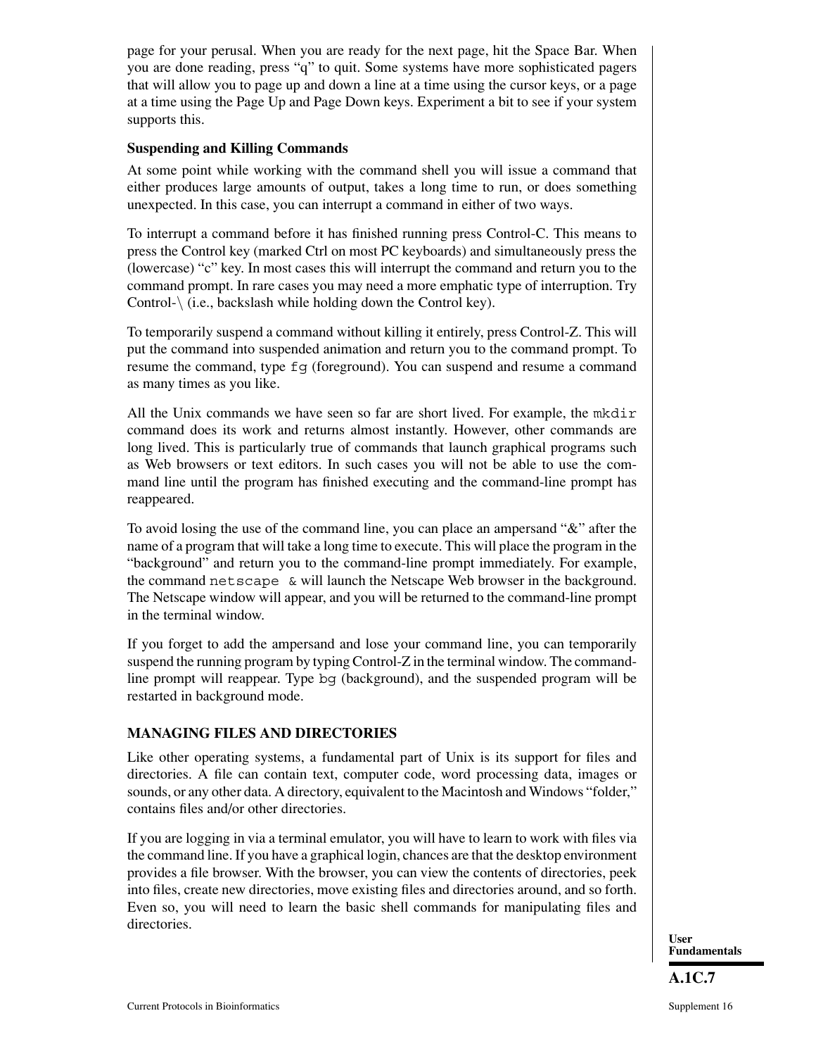page for your perusal. When you are ready for the next page, hit the Space Bar. When you are done reading, press “q” to quit. Some systems have more sophisticated pagers that will allow you to page up and down a line at a time using the cursor keys, or a page at a time using the Page Up and Page Down keys. Experiment a bit to see if your system supports this.

### Suspending and Killing Commands

At some point while working with the command shell you will issue a command that either produces large amounts of output, takes a long time to run, or does something unexpected. In this case, you can interrupt a command in either of two ways.

To interrupt a command before it has finished running press Control-C. This means to press the Control key (marked Ctrl on most PC keyboards) and simultaneously press the (lowercase) “c” key. In most cases this will interrupt the command and return you to the command prompt. In rare cases you may need a more emphatic type of interruption. Try Control-\ (i.e., backslash while holding down the Control key).

To temporarily suspend a command without killing it entirely, press Control-Z. This will put the command into suspended animation and return you to the command prompt. To resume the command, type `fg` (foreground). You can suspend and resume a command as many times as you like.

All the Unix commands we have seen so far are short lived. For example, the `mkdir` command does its work and returns almost instantly. However, other commands are long lived. This is particularly true of commands that launch graphical programs such as Web browsers or text editors. In such cases you will not be able to use the command line until the program has finished executing and the command-line prompt has reappeared.

To avoid losing the use of the command line, you can place an ampersand “&” after the name of a program that will take a long time to execute. This will place the program in the “background” and return you to the command-line prompt immediately. For example, the command `netscape &` will launch the Netscape Web browser in the background. The Netscape window will appear, and you will be returned to the command-line prompt in the terminal window.

If you forget to add the ampersand and lose your command line, you can temporarily suspend the running program by typing Control-Z in the terminal window. The command-line prompt will reappear. Type `bg` (background), and the suspended program will be restarted in background mode.

## MANAGING FILES AND DIRECTORIES

Like other operating systems, a fundamental part of Unix is its support for files and directories. A file can contain text, computer code, word processing data, images or sounds, or any other data. A directory, equivalent to the Macintosh and Windows “folder,” contains files and/or other directories.

If you are logging in via a terminal emulator, you will have to learn to work with files via the command line. If you have a graphical login, chances are that the desktop environment provides a file browser. With the browser, you can view the contents of directories, peek into files, create new directories, move existing files and directories around, and so forth. Even so, you will need to learn the basic shell commands for manipulating files and directories.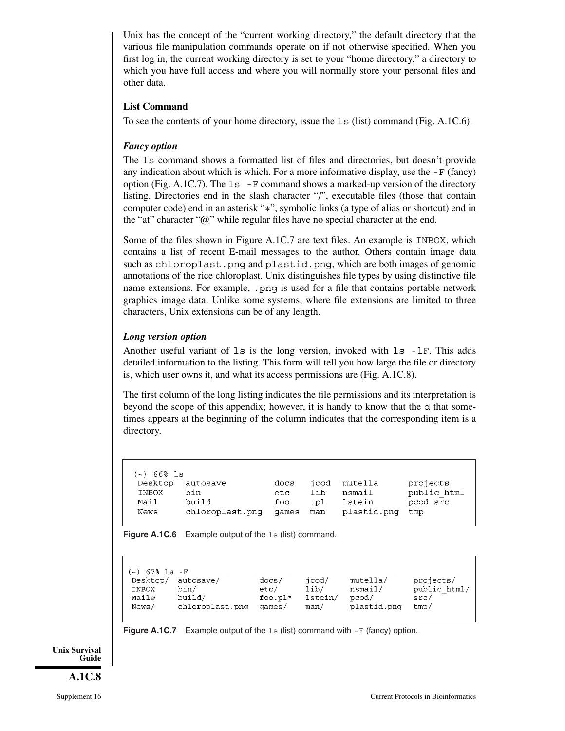Unix has the concept of the "current working directory," the default directory that the various file manipulation commands operate on if not otherwise specified. When you first log in, the current working directory is set to your "home directory," a directory to which you have full access and where you will normally store your personal files and other data.

### List Command

To see the contents of your home directory, issue the `ls` (list) command (Fig. A.1C.6).

#### *Fancy option*

The `ls` command shows a formatted list of files and directories, but doesn't provide any indication about which is which. For a more informative display, use the `-F` (fancy) option (Fig. A.1C.7). The `ls -F` command shows a marked-up version of the directory listing. Directories end in the slash character "/", executable files (those that contain computer code) end in an asterisk "*", symbolic links (a type of alias or shortcut) end in the "at" character "@" while regular files have no special character at the end.

Some of the files shown in Figure A.1C.7 are text files. An example is `INBOX`, which contains a list of recent E-mail messages to the author. Others contain image data such as `chloroplast.png` and `plastid.png`, which are both images of genomic annotations of the rice chloroplast. Unix distinguishes file types by using distinctive file name extensions. For example, `.png` is used for a file that contains portable network graphics image data. Unlike some systems, where file extensions are limited to three characters, Unix extensions can be of any length.

#### *Long version option*

Another useful variant of `ls` is the long version, invoked with `ls -lF`. This adds detailed information to the listing. This form will tell you how large the file or directory is, which user owns it, and what its access permissions are (Fig. A.1C.8).

The first column of the long listing indicates the file permissions and its interpretation is beyond the scope of this appendix; however, it is handy to know that the `d` that sometimes appears at the beginning of the column indicates that the corresponding item is a directory.

```
(~) 66% ls
 Desktop  autosave        docs   jcod  mutella      projects
 INBOX    bin             etc    lib   nsmail       public_html
 Mail     build           foo    .pl   lstein       pcod src
 News     chloroplast.png games  man   plastid.png  tmp
```

**Figure A.1C.6** Example output of the `ls` (list) command.

```
(~) 67% ls -F
 Desktop/  autosave/        docs/    jcod/    mutella/     projects/
 INBOX     bin/             etc/     lib/     nsmail/      public_html/
 Mail@     build/           foo.pl*  lstein/  pcod/        src/
 News/     chloroplast.png  games/   man/     plastid.png  tmp/
```

**Figure A.1C.7** Example output of the `ls` (list) command with `-F` (fancy) option.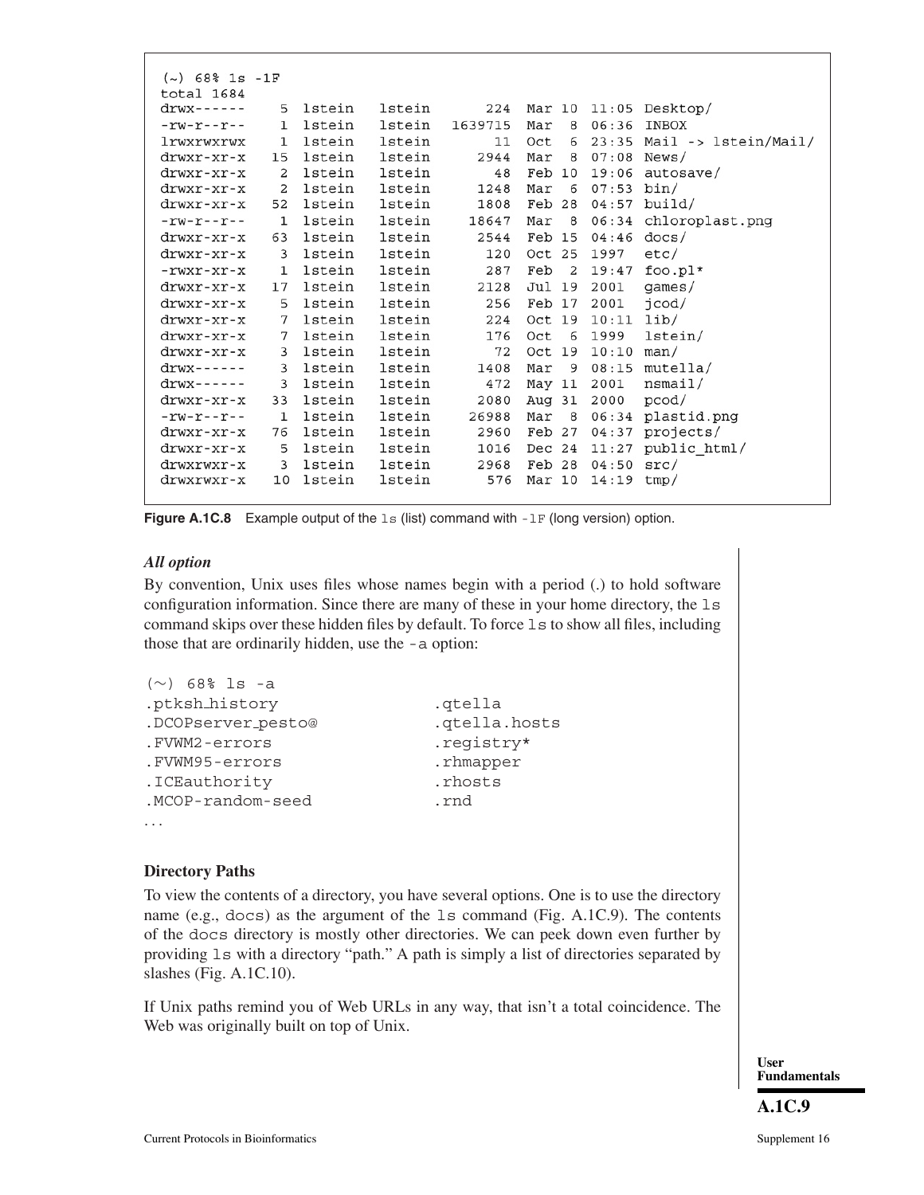```
(~) 68% ls -lF
total 1684
drwx------    5 lstein   lstein      224  Mar 10  11:05 Desktop/
-rw-r--r--    1 lstein   lstein  1639715  Mar  8  06:36 INBOX
lrwxrwxrwx    1 lstein   lstein       11  Oct  6  23:35 Mail -> lstein/Mail/
drwxr-xr-x   15 lstein   lstein     2944  Mar  8  07:08 News/
drwxr-xr-x    2 lstein   lstein       48  Feb 10  19:06 autosave/
drwxr-xr-x    2 lstein   lstein     1248  Mar  6  07:53 bin/
drwxr-xr-x   52 lstein   lstein     1808  Feb 28  04:57 build/
-rw-r--r--    1 lstein   lstein    18647  Mar  8  06:34 chloroplast.png
drwxr-xr-x   63 lstein   lstein     2544  Feb 15  04:46 docs/
drwxr-xr-x    3 lstein   lstein      120  Oct 25  1997  etc/
-rwxr-xr-x    1 lstein   lstein      287  Feb  2  19:47 foo.pl*
drwxr-xr-x   17 lstein   lstein     2128  Jul 19  2001  games/
drwxr-xr-x    5 lstein   lstein      256  Feb 17  2001  jcod/
drwxr-xr-x    7 lstein   lstein      224  Oct 19  10:11 lib/
drwxr-xr-x    7 lstein   lstein      176  Oct  6  1999  lstein/
drwxr-xr-x    3 lstein   lstein       72  Oct 19  10:10 man/
drwx------    3 lstein   lstein     1408  Mar  9  08:15 mutella/
drwx------    3 lstein   lstein      472  May 11  2001  nsmail/
drwxr-xr-x   33 lstein   lstein     2080  Aug 31  2000  pcod/
-rw-r--r--    1 lstein   lstein    26988  Mar  8  06:34 plastid.png
drwxr-xr-x   76 lstein   lstein     2960  Feb 27  04:37 projects/
drwxr-xr-x    5 lstein   lstein     1016  Dec 24  11:27 public_html/
drwxrwxr-x    3 lstein   lstein     2968  Feb 28  04:50 src/
drwxrwxr-x   10 lstein   lstein      576  Mar 10  14:19 tmp/
```

**Figure A.1C.8** Example output of the `ls` (list) command with `-lF` (long version) option.

### *All option*

By convention, Unix uses files whose names begin with a period (.) to hold software configuration information. Since there are many of these in your home directory, the `ls` command skips over these hidden files by default. To force `ls` to show all files, including those that are ordinarily hidden, use the `-a` option:

```
(~) 68% ls -a
.ptksh_history              .qtella
.DCOPserver_pesto@          .qtella.hosts
.FVWM2-errors               .registry*
.FVWM95-errors              .rhmapper
.ICEauthority               .rhosts
.MCOP-random-seed           .rnd
...
```

### Directory Paths

To view the contents of a directory, you have several options. One is to use the directory name (e.g., `docs`) as the argument of the `ls` command (Fig. A.1C.9). The contents of the `docs` directory is mostly other directories. We can peek down even further by providing `ls` with a directory "path." A path is simply a list of directories separated by slashes (Fig. A.1C.10).

If Unix paths remind you of Web URLs in any way, that isn't a total coincidence. The Web was originally built on top of Unix.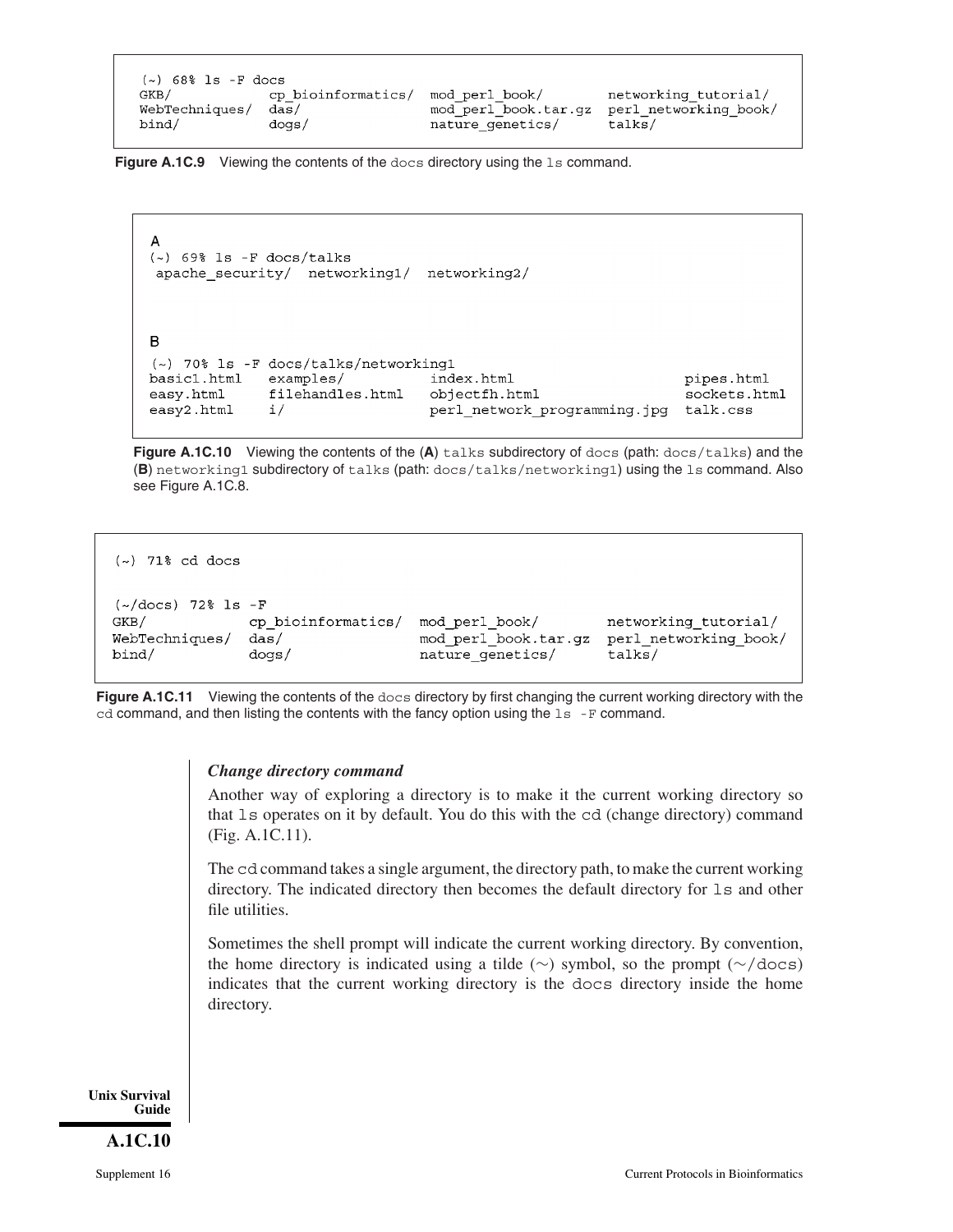```
(~) 68% ls -F docs
GKB/            cp_bioinformatics/  mod_perl_book/        networking_tutorial/
WebTechniques/  das/                mod_perl_book.tar.gz  perl_networking_book/
bind/           dogs/               nature_genetics/      talks/
```

**Figure A.1C.9** Viewing the contents of the `docs` directory using the `ls` command.

```
A
(~) 69% ls -F docs/talks
 apache_security/  networking1/  networking2/


B
(~) 70% ls -F docs/talks/networking1
basic1.html   examples/         index.html                    pipes.html
easy.html     filehandles.html  objectfh.html                 sockets.html
easy2.html    i/                perl_network_programming.jpg  talk.css
```

**Figure A.1C.10** Viewing the contents of the (**A**) `talks` subdirectory of `docs` (path: `docs/talks`) and the (**B**) `networking1` subdirectory of `talks` (path: `docs/talks/networking1`) using the `ls` command. Also see Figure A.1C.8.

```
(~) 71% cd docs

(~/docs) 72% ls -F
GKB/            cp_bioinformatics/  mod_perl_book/        networking_tutorial/
WebTechniques/  das/                mod_perl_book.tar.gz  perl_networking_book/
bind/           dogs/               nature_genetics/      talks/
```

**Figure A.1C.11** Viewing the contents of the `docs` directory by first changing the current working directory with the `cd` command, and then listing the contents with the fancy option using the `ls -F` command.

***Change directory command***

Another way of exploring a directory is to make it the current working directory so that `ls` operates on it by default. You do this with the `cd` (change directory) command (Fig. A.1C.11).

The `cd` command takes a single argument, the directory path, to make the current working directory. The indicated directory then becomes the default directory for `ls` and other file utilities.

Sometimes the shell prompt will indicate the current working directory. By convention, the home directory is indicated using a tilde (~) symbol, so the prompt (~/docs) indicates that the current working directory is the `docs` directory inside the home directory.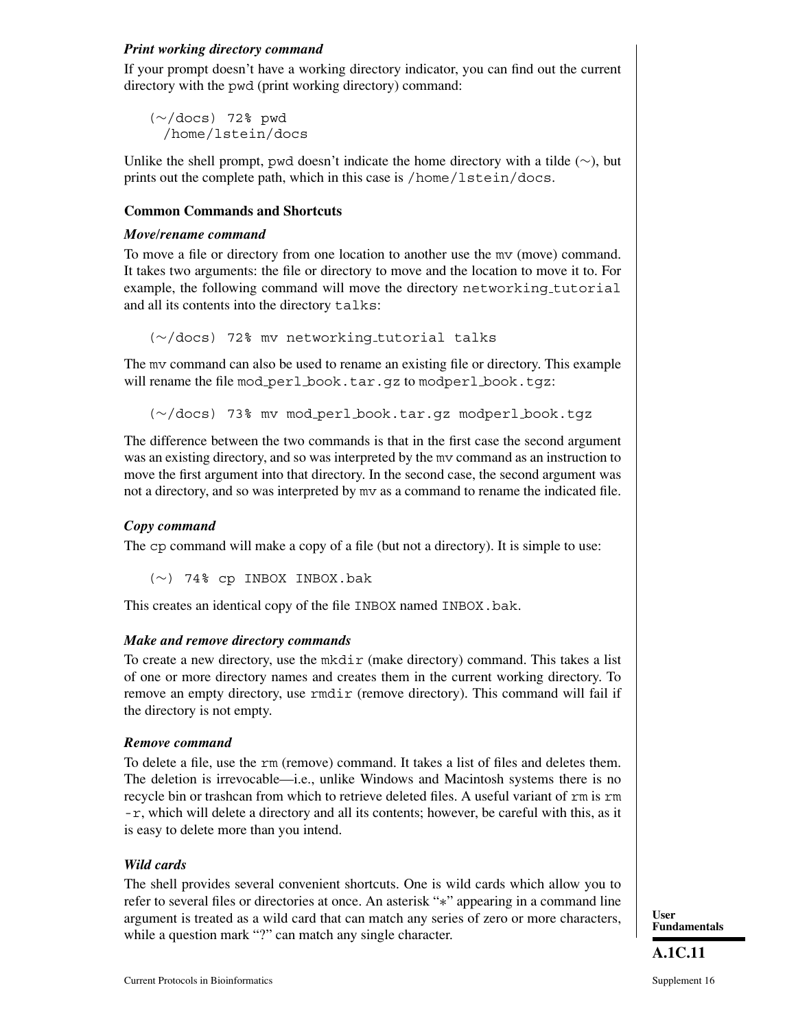### *Print working directory command*

If your prompt doesn't have a working directory indicator, you can find out the current directory with the pwd (print working directory) command:

```
(~/docs) 72% pwd
  /home/lstein/docs
```

Unlike the shell prompt, pwd doesn't indicate the home directory with a tilde (~), but prints out the complete path, which in this case is /home/lstein/docs.

## Common Commands and Shortcuts

### *Move/rename command*

To move a file or directory from one location to another use the mv (move) command. It takes two arguments: the file or directory to move and the location to move it to. For example, the following command will move the directory networking_tutorial and all its contents into the directory talks:

```
(~/docs) 72% mv networking_tutorial talks
```

The mv command can also be used to rename an existing file or directory. This example will rename the file mod_perl_book.tar.gz to modperl_book.tgz:

```
(~/docs) 73% mv mod_perl_book.tar.gz modperl_book.tgz
```

The difference between the two commands is that in the first case the second argument was an existing directory, and so was interpreted by the mv command as an instruction to move the first argument into that directory. In the second case, the second argument was not a directory, and so was interpreted by mv as a command to rename the indicated file.

### *Copy command*

The cp command will make a copy of a file (but not a directory). It is simple to use:

```
(~) 74% cp INBOX INBOX.bak
```

This creates an identical copy of the file INBOX named INBOX.bak.

### *Make and remove directory commands*

To create a new directory, use the mkdir (make directory) command. This takes a list of one or more directory names and creates them in the current working directory. To remove an empty directory, use rmdir (remove directory). This command will fail if the directory is not empty.

### *Remove command*

To delete a file, use the rm (remove) command. It takes a list of files and deletes them. The deletion is irrevocable—i.e., unlike Windows and Macintosh systems there is no recycle bin or trashcan from which to retrieve deleted files. A useful variant of rm is rm -r, which will delete a directory and all its contents; however, be careful with this, as it is easy to delete more than you intend.

### *Wild cards*

The shell provides several convenient shortcuts. One is wild cards which allow you to refer to several files or directories at once. An asterisk "*" appearing in a command line argument is treated as a wild card that can match any series of zero or more characters, while a question mark "?" can match any single character.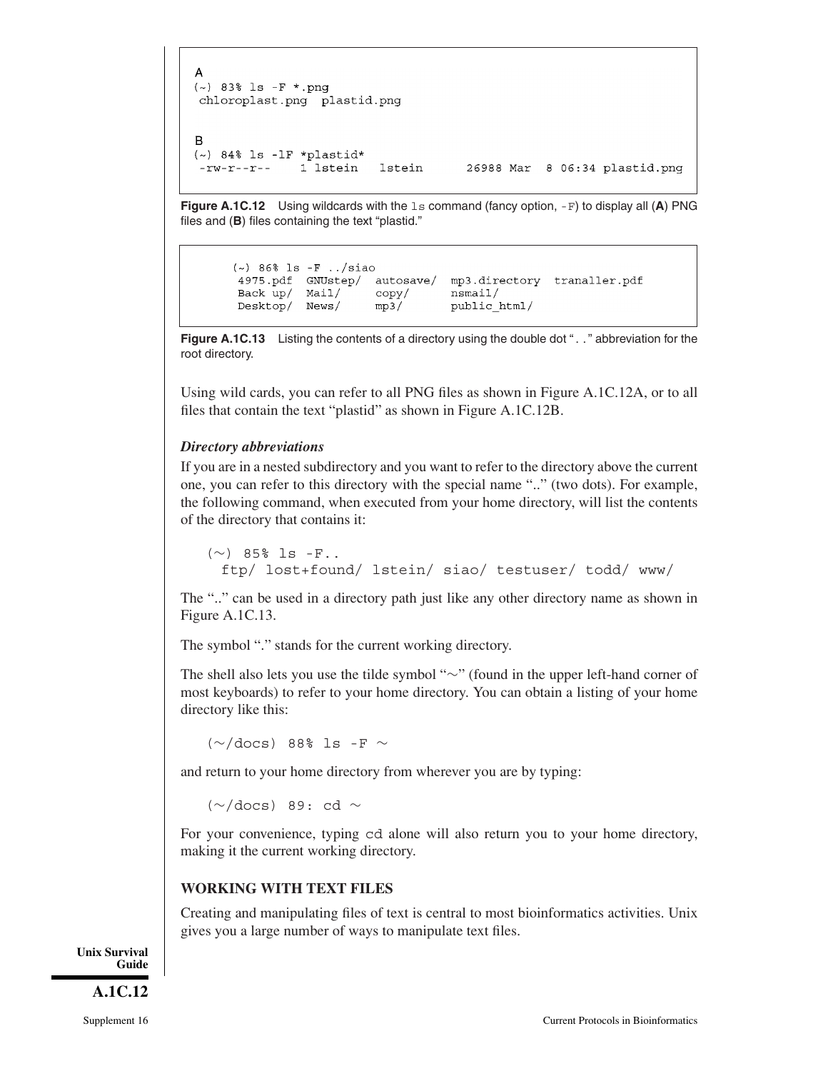```
A
(~) 83% ls -F *.png
 chloroplast.png  plastid.png


B
(~) 84% ls -lF *plastid*
 -rw-r--r--    1 lstein   lstein      26988 Mar  8 06:34 plastid.png
```

**Figure A.1C.12** Using wildcards with the `ls` command (fancy option, `-F`) to display all (**A**) PNG files and (**B**) files containing the text “plastid.”

```
(~) 86% ls -F ../siao
 4975.pdf  GNUstep/  autosave/  mp3.directory  tranaller.pdf
 Back up/  Mail/     copy/      nsmail/
 Desktop/  News/     mp3/       public_html/
```

**Figure A.1C.13** Listing the contents of a directory using the double dot “. .” abbreviation for the root directory.

Using wild cards, you can refer to all PNG files as shown in Figure A.1C.12A, or to all files that contain the text “plastid” as shown in Figure A.1C.12B.

### *Directory abbreviations*

If you are in a nested subdirectory and you want to refer to the directory above the current one, you can refer to this directory with the special name “..” (two dots). For example, the following command, when executed from your home directory, will list the contents of the directory that contains it:

```
(~) 85% ls -F..
  ftp/ lost+found/ lstein/ siao/ testuser/ todd/ www/
```

The “..” can be used in a directory path just like any other directory name as shown in Figure A.1C.13.

The symbol “.” stands for the current working directory.

The shell also lets you use the tilde symbol “~” (found in the upper left-hand corner of most keyboards) to refer to your home directory. You can obtain a listing of your home directory like this:

```
(~/docs) 88% ls -F ~
```

and return to your home directory from wherever you are by typing:

```
(~/docs) 89: cd ~
```

For your convenience, typing `cd` alone will also return you to your home directory, making it the current working directory.

## WORKING WITH TEXT FILES

Creating and manipulating files of text is central to most bioinformatics activities. Unix gives you a large number of ways to manipulate text files.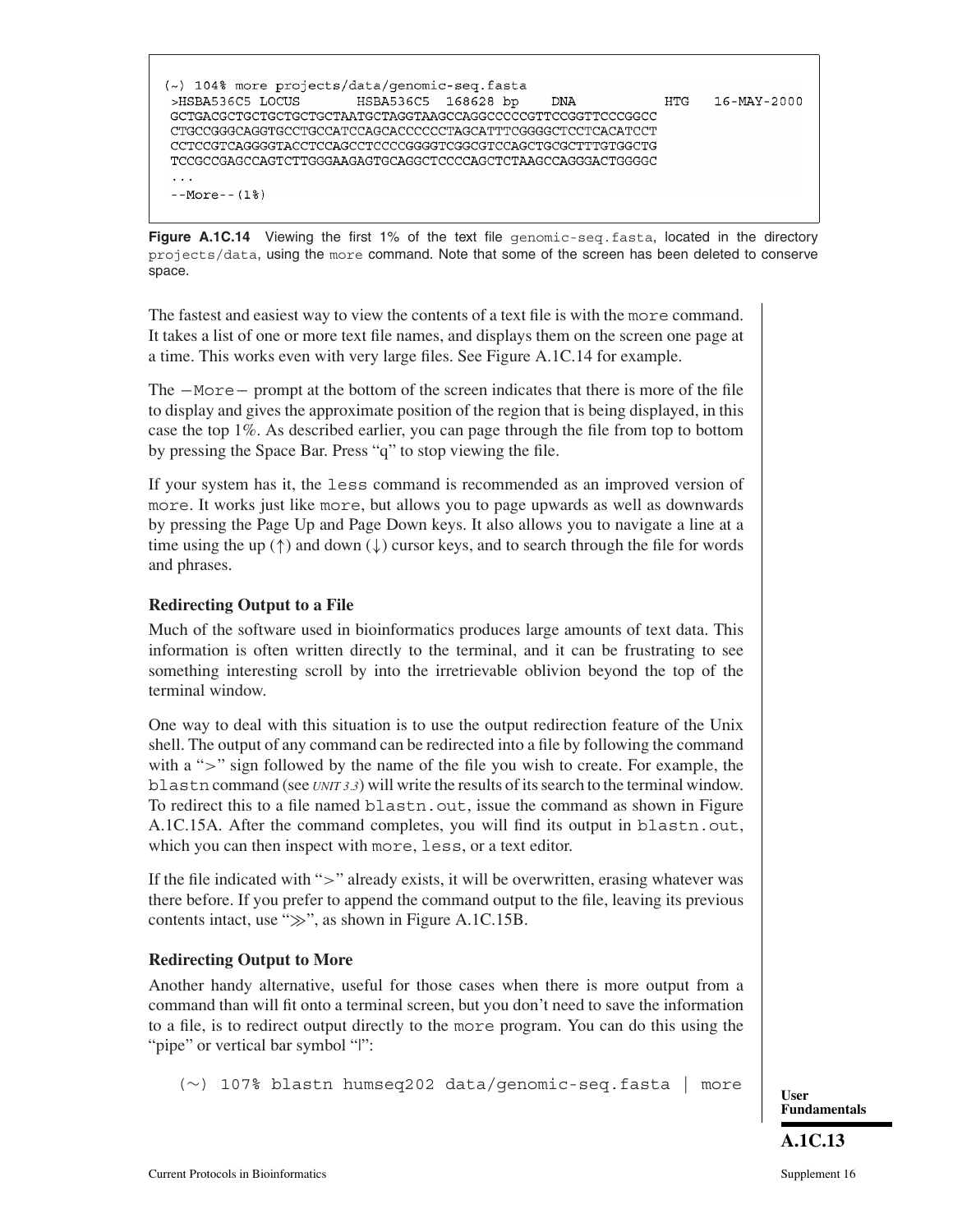```
(~) 104% more projects/data/genomic-seq.fasta
 >HSBA536C5 LOCUS       HSBA536C5  168628 bp    DNA          HTG   16-MAY-2000
 GCTGACGCTGCTGCTGCTGCTAATGCTAGGTAAGCCAGGCCCCCGTTCCGGTTCCCGGCC
 CTGCCGGGCAGGTGCCTGCCATCCAGCACCCCCCTAGCATTTCGGGGCTCCTCACATCCT
 CCTCCGTCAGGGGTACCTCCAGCCTCCCCGGGGTCGGCGTCCAGCTGCGCTTTGTGGCTG
 TCCGCCGAGCCAGTCTTGGGAAGAGTGCAGGCTCCCCAGCTCTAAGCCAGGGACTGGGGC
 ...
 --More--(1%)
```

**Figure A.1C.14** Viewing the first 1% of the text file `genomic-seq.fasta`, located in the directory `projects/data`, using the `more` command. Note that some of the screen has been deleted to conserve space.

The fastest and easiest way to view the contents of a text file is with the `more` command. It takes a list of one or more text file names, and displays them on the screen one page at a time. This works even with very large files. See Figure A.1C.14 for example.

The `−More−` prompt at the bottom of the screen indicates that there is more of the file to display and gives the approximate position of the region that is being displayed, in this case the top 1%. As described earlier, you can page through the file from top to bottom by pressing the Space Bar. Press "q" to stop viewing the file.

If your system has it, the `less` command is recommended as an improved version of `more`. It works just like `more`, but allows you to page upwards as well as downwards by pressing the Page Up and Page Down keys. It also allows you to navigate a line at a time using the up (↑) and down (↓) cursor keys, and to search through the file for words and phrases.

### Redirecting Output to a File

Much of the software used in bioinformatics produces large amounts of text data. This information is often written directly to the terminal, and it can be frustrating to see something interesting scroll by into the irretrievable oblivion beyond the top of the terminal window.

One way to deal with this situation is to use the output redirection feature of the Unix shell. The output of any command can be redirected into a file by following the command with a ">" sign followed by the name of the file you wish to create. For example, the `blastn` command (see *UNIT 3.3*) will write the results of its search to the terminal window. To redirect this to a file named `blastn.out`, issue the command as shown in Figure A.1C.15A. After the command completes, you will find its output in `blastn.out`, which you can then inspect with `more`, `less`, or a text editor.

If the file indicated with ">" already exists, it will be overwritten, erasing whatever was there before. If you prefer to append the command output to the file, leaving its previous contents intact, use "≫", as shown in Figure A.1C.15B.

### Redirecting Output to More

Another handy alternative, useful for those cases when there is more output from a command than will fit onto a terminal screen, but you don't need to save the information to a file, is to redirect output directly to the `more` program. You can do this using the "pipe" or vertical bar symbol "|":

```
(~) 107% blastn humseq202 data/genomic-seq.fasta | more
```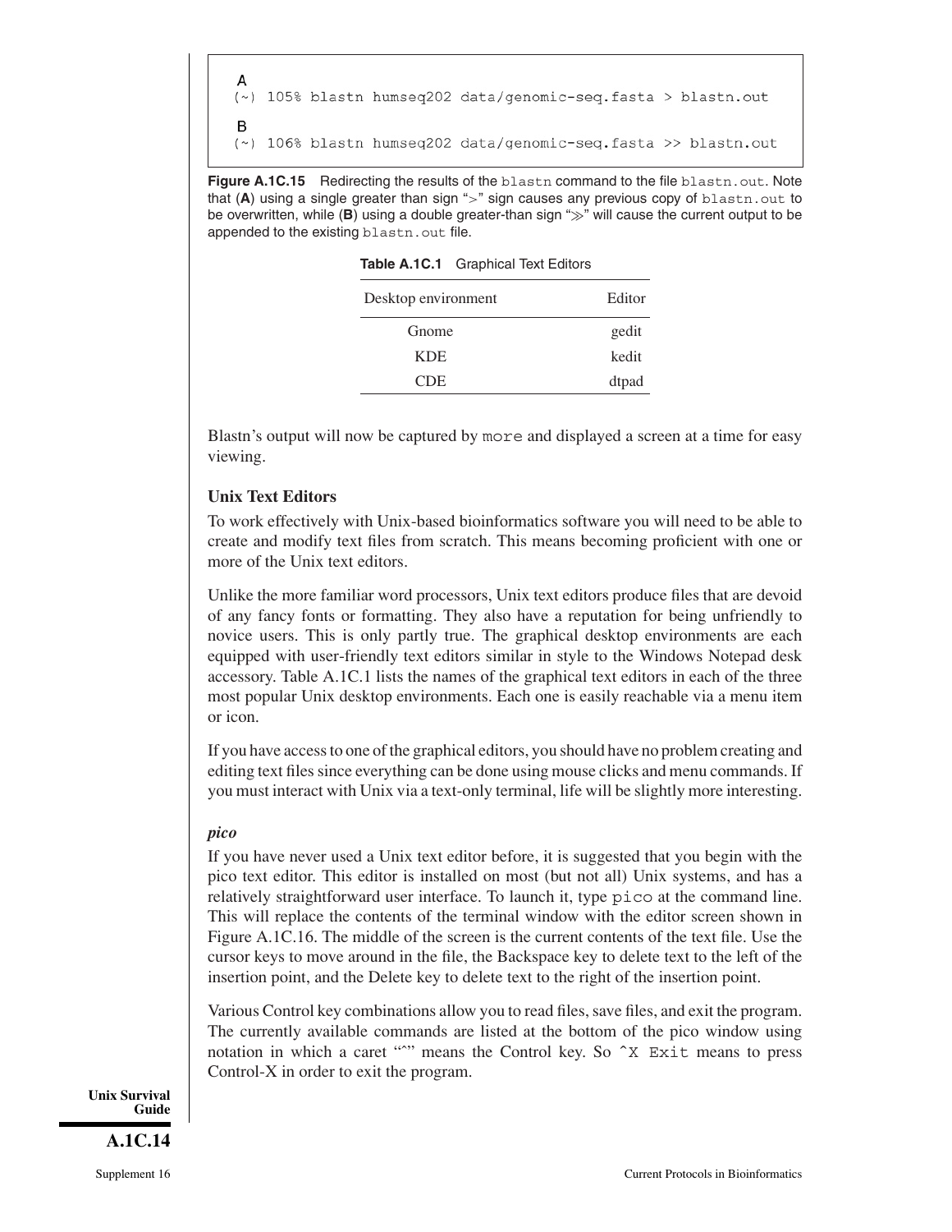```
A
(~) 105% blastn humseq202 data/genomic-seq.fasta > blastn.out

B
(~) 106% blastn humseq202 data/genomic-seq.fasta >> blastn.out
```

**Figure A.1C.15** Redirecting the results of the `blastn` command to the file `blastn.out`. Note that (**A**) using a single greater than sign ">" sign causes any previous copy of `blastn.out` to be overwritten, while (**B**) using a double greater-than sign "≫" will cause the current output to be appended to the existing `blastn.out` file.

**Table A.1C.1** Graphical Text Editors

| Desktop environment | Editor |
|---|---|
| Gnome | gedit |
| KDE | kedit |
| CDE | dtpad |

Blastn's output will now be captured by `more` and displayed a screen at a time for easy viewing.

### Unix Text Editors

To work effectively with Unix-based bioinformatics software you will need to be able to create and modify text files from scratch. This means becoming proficient with one or more of the Unix text editors.

Unlike the more familiar word processors, Unix text editors produce files that are devoid of any fancy fonts or formatting. They also have a reputation for being unfriendly to novice users. This is only partly true. The graphical desktop environments are each equipped with user-friendly text editors similar in style to the Windows Notepad desk accessory. Table A.1C.1 lists the names of the graphical text editors in each of the three most popular Unix desktop environments. Each one is easily reachable via a menu item or icon.

If you have access to one of the graphical editors, you should have no problem creating and editing text files since everything can be done using mouse clicks and menu commands. If you must interact with Unix via a text-only terminal, life will be slightly more interesting.

#### *pico*

If you have never used a Unix text editor before, it is suggested that you begin with the pico text editor. This editor is installed on most (but not all) Unix systems, and has a relatively straightforward user interface. To launch it, type `pico` at the command line. This will replace the contents of the terminal window with the editor screen shown in Figure A.1C.16. The middle of the screen is the current contents of the text file. Use the cursor keys to move around in the file, the Backspace key to delete text to the left of the insertion point, and the Delete key to delete text to the right of the insertion point.

Various Control key combinations allow you to read files, save files, and exit the program. The currently available commands are listed at the bottom of the pico window using notation in which a caret "^" means the Control key. So `^X Exit` means to press Control-X in order to exit the program.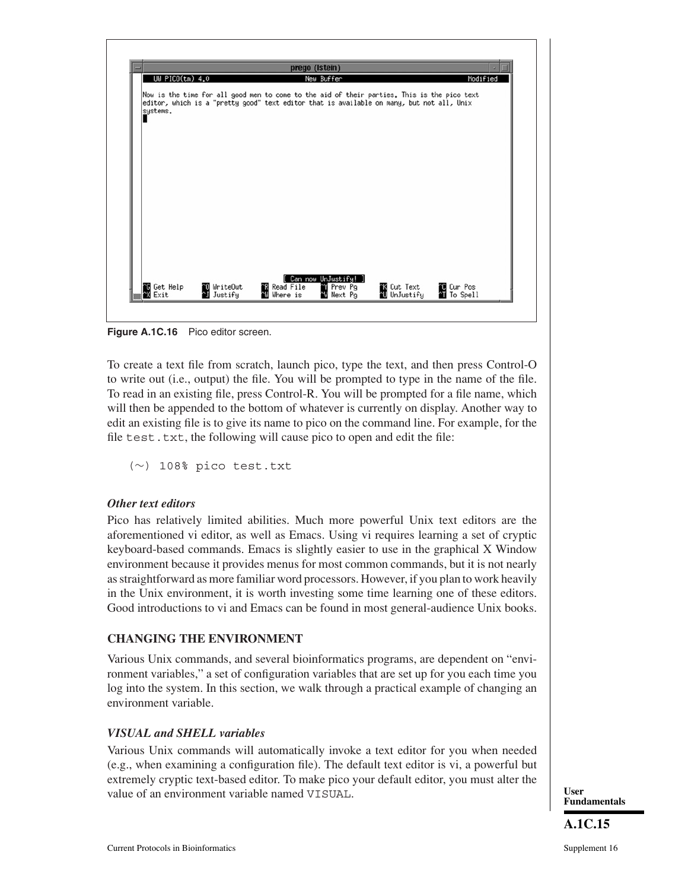Figure A.1C.16 Pico editor screen.

To create a text file from scratch, launch pico, type the text, and then press Control-O to write out (i.e., output) the file. You will be prompted to type in the name of the file. To read in an existing file, press Control-R. You will be prompted for a file name, which will then be appended to the bottom of whatever is currently on display. Another way to edit an existing file is to give its name to pico on the command line. For example, for the file `test.txt`, the following will cause pico to open and edit the file:

```
(~) 108% pico test.txt
```

### *Other text editors*

Pico has relatively limited abilities. Much more powerful Unix text editors are the aforementioned vi editor, as well as Emacs. Using vi requires learning a set of cryptic keyboard-based commands. Emacs is slightly easier to use in the graphical X Window environment because it provides menus for most common commands, but it is not nearly as straightforward as more familiar word processors. However, if you plan to work heavily in the Unix environment, it is worth investing some time learning one of these editors. Good introductions to vi and Emacs can be found in most general-audience Unix books.

## CHANGING THE ENVIRONMENT

Various Unix commands, and several bioinformatics programs, are dependent on "environment variables," a set of configuration variables that are set up for you each time you log into the system. In this section, we walk through a practical example of changing an environment variable.

### *VISUAL and SHELL variables*

Various Unix commands will automatically invoke a text editor for you when needed (e.g., when examining a configuration file). The default text editor is vi, a powerful but extremely cryptic text-based editor. To make pico your default editor, you must alter the value of an environment variable named `VISUAL`.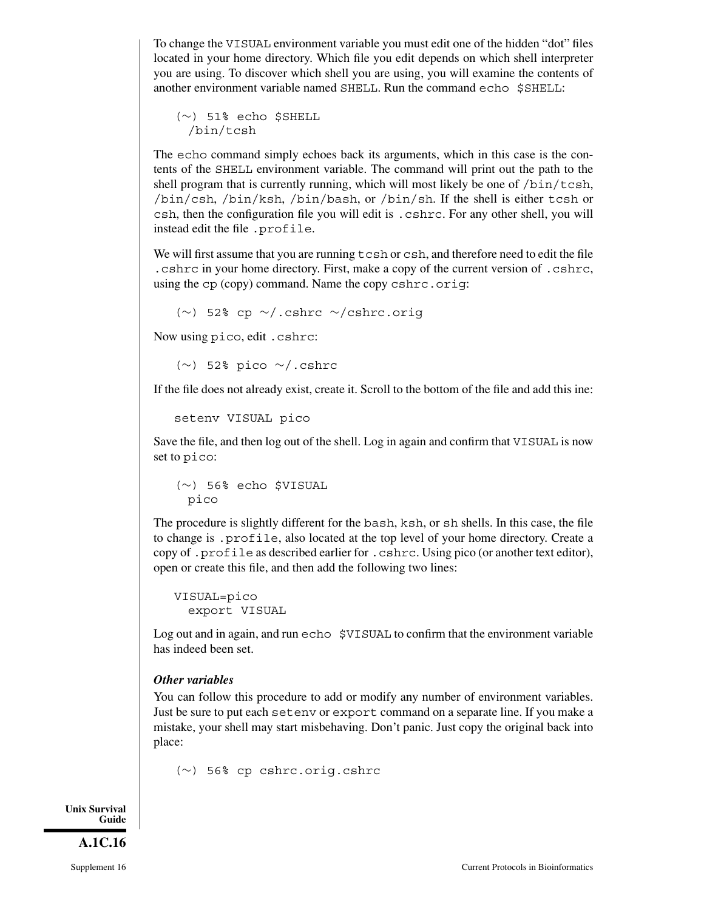To change the VISUAL environment variable you must edit one of the hidden "dot" files located in your home directory. Which file you edit depends on which shell interpreter you are using. To discover which shell you are using, you will examine the contents of another environment variable named SHELL. Run the command `echo $SHELL`:

```
(~) 51% echo $SHELL
  /bin/tcsh
```

The echo command simply echoes back its arguments, which in this case is the contents of the SHELL environment variable. The command will print out the path to the shell program that is currently running, which will most likely be one of /bin/tcsh, /bin/csh, /bin/ksh, /bin/bash, or /bin/sh. If the shell is either tcsh or csh, then the configuration file you will edit is .cshrc. For any other shell, you will instead edit the file .profile.

We will first assume that you are running tcsh or csh, and therefore need to edit the file .cshrc in your home directory. First, make a copy of the current version of .cshrc, using the cp (copy) command. Name the copy cshrc.orig:

```
(~) 52% cp ~/.cshrc ~/cshrc.orig
```

Now using pico, edit .cshrc:

```
(~) 52% pico ~/.cshrc
```

If the file does not already exist, create it. Scroll to the bottom of the file and add this ine:

```
setenv VISUAL pico
```

Save the file, and then log out of the shell. Log in again and confirm that VISUAL is now set to pico:

```
(~) 56% echo $VISUAL
  pico
```

The procedure is slightly different for the bash, ksh, or sh shells. In this case, the file to change is .profile, also located at the top level of your home directory. Create a copy of .profile as described earlier for .cshrc. Using pico (or another text editor), open or create this file, and then add the following two lines:

```
VISUAL=pico
  export VISUAL
```

Log out and in again, and run `echo $VISUAL` to confirm that the environment variable has indeed been set.

***Other variables***

You can follow this procedure to add or modify any number of environment variables. Just be sure to put each setenv or export command on a separate line. If you make a mistake, your shell may start misbehaving. Don't panic. Just copy the original back into place:

```
(~) 56% cp cshrc.orig.cshrc
```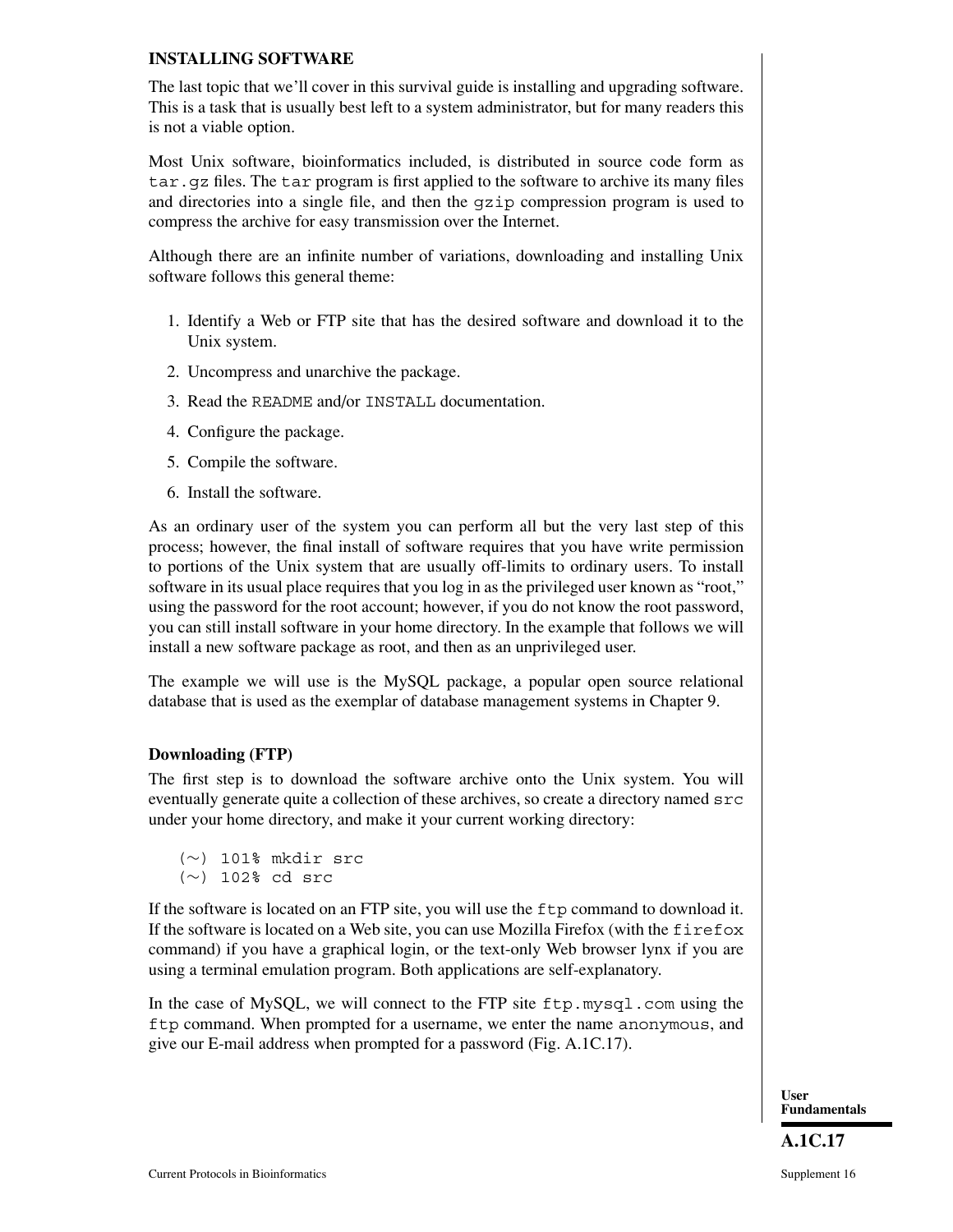## INSTALLING SOFTWARE

The last topic that we'll cover in this survival guide is installing and upgrading software. This is a task that is usually best left to a system administrator, but for many readers this is not a viable option.

Most Unix software, bioinformatics included, is distributed in source code form as `tar.gz` files. The `tar` program is first applied to the software to archive its many files and directories into a single file, and then the `gzip` compression program is used to compress the archive for easy transmission over the Internet.

Although there are an infinite number of variations, downloading and installing Unix software follows this general theme:

1. Identify a Web or FTP site that has the desired software and download it to the Unix system.
2. Uncompress and unarchive the package.
3. Read the `README` and/or `INSTALL` documentation.
4. Configure the package.
5. Compile the software.
6. Install the software.

As an ordinary user of the system you can perform all but the very last step of this process; however, the final install of software requires that you have write permission to portions of the Unix system that are usually off-limits to ordinary users. To install software in its usual place requires that you log in as the privileged user known as "root," using the password for the root account; however, if you do not know the root password, you can still install software in your home directory. In the example that follows we will install a new software package as root, and then as an unprivileged user.

The example we will use is the MySQL package, a popular open source relational database that is used as the exemplar of database management systems in Chapter 9.

### Downloading (FTP)

The first step is to download the software archive onto the Unix system. You will eventually generate quite a collection of these archives, so create a directory named `src` under your home directory, and make it your current working directory:

```
(~) 101% mkdir src
(~) 102% cd src
```

If the software is located on an FTP site, you will use the `ftp` command to download it. If the software is located on a Web site, you can use Mozilla Firefox (with the `firefox` command) if you have a graphical login, or the text-only Web browser lynx if you are using a terminal emulation program. Both applications are self-explanatory.

In the case of MySQL, we will connect to the FTP site `ftp.mysql.com` using the `ftp` command. When prompted for a username, we enter the name `anonymous`, and give our E-mail address when prompted for a password (Fig. A.1C.17).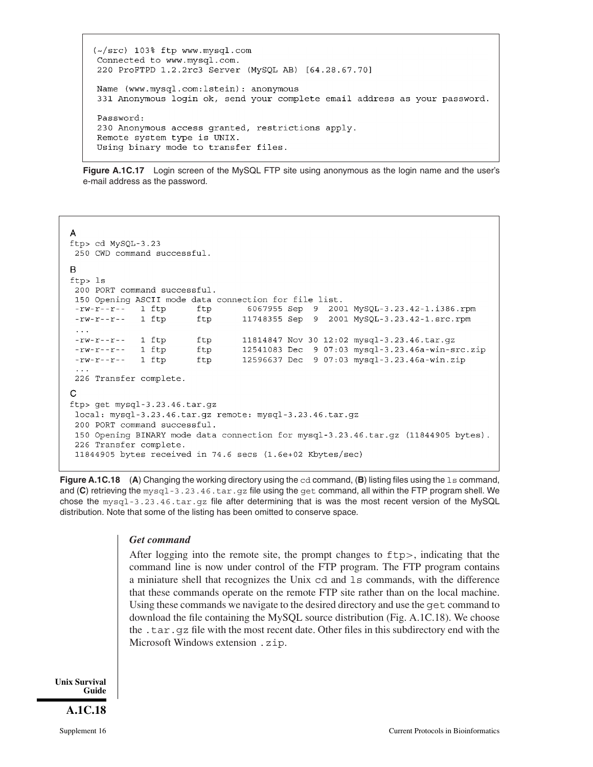```
(~/src) 103% ftp www.mysql.com
 Connected to www.mysql.com.
 220 ProFTPD 1.2.2rc3 Server (MySQL AB) [64.28.67.70]

 Name (www.mysql.com:lstein): anonymous
 331 Anonymous login ok, send your complete email address as your password.

 Password:
 230 Anonymous access granted, restrictions apply.
 Remote system type is UNIX.
 Using binary mode to transfer files.
```

**Figure A.1C.17** Login screen of the MySQL FTP site using anonymous as the login name and the user's e-mail address as the password.

```
A
ftp> cd MySQL-3.23
 250 CWD command successful.

B
ftp> ls
 200 PORT command successful.
 150 Opening ASCII mode data connection for file list.
 -rw-r--r--   1 ftp      ftp       6067955 Sep  9  2001 MySQL-3.23.42-1.i386.rpm
 -rw-r--r--   1 ftp      ftp      11748355 Sep  9  2001 MySQL-3.23.42-1.src.rpm
 ...
 -rw-r--r--   1 ftp      ftp      11814847 Nov 30 12:02 mysql-3.23.46.tar.gz
 -rw-r--r--   1 ftp      ftp      12541083 Dec  9 07:03 mysql-3.23.46a-win-src.zip
 -rw-r--r--   1 ftp      ftp      12596637 Dec  9 07:03 mysql-3.23.46a-win.zip
 ...
 226 Transfer complete.

C
ftp> get mysql-3.23.46.tar.gz
 local: mysql-3.23.46.tar.gz remote: mysql-3.23.46.tar.gz
 200 PORT command successful.
 150 Opening BINARY mode data connection for mysql-3.23.46.tar.gz (11844905 bytes).
 226 Transfer complete.
 11844905 bytes received in 74.6 secs (1.6e+02 Kbytes/sec)
```

**Figure A.1C.18** (**A**) Changing the working directory using the `cd` command, (**B**) listing files using the `ls` command, and (**C**) retrieving the `mysql-3.23.46.tar.gz` file using the `get` command, all within the FTP program shell. We chose the `mysql-3.23.46.tar.gz` file after determining that is was the most recent version of the MySQL distribution. Note that some of the listing has been omitted to conserve space.

### *Get command*

After logging into the remote site, the prompt changes to `ftp>`, indicating that the command line is now under control of the FTP program. The FTP program contains a miniature shell that recognizes the Unix `cd` and `ls` commands, with the difference that these commands operate on the remote FTP site rather than on the local machine. Using these commands we navigate to the desired directory and use the `get` command to download the file containing the MySQL source distribution (Fig. A.1C.18). We choose the `.tar.gz` file with the most recent date. Other files in this subdirectory end with the Microsoft Windows extension `.zip`.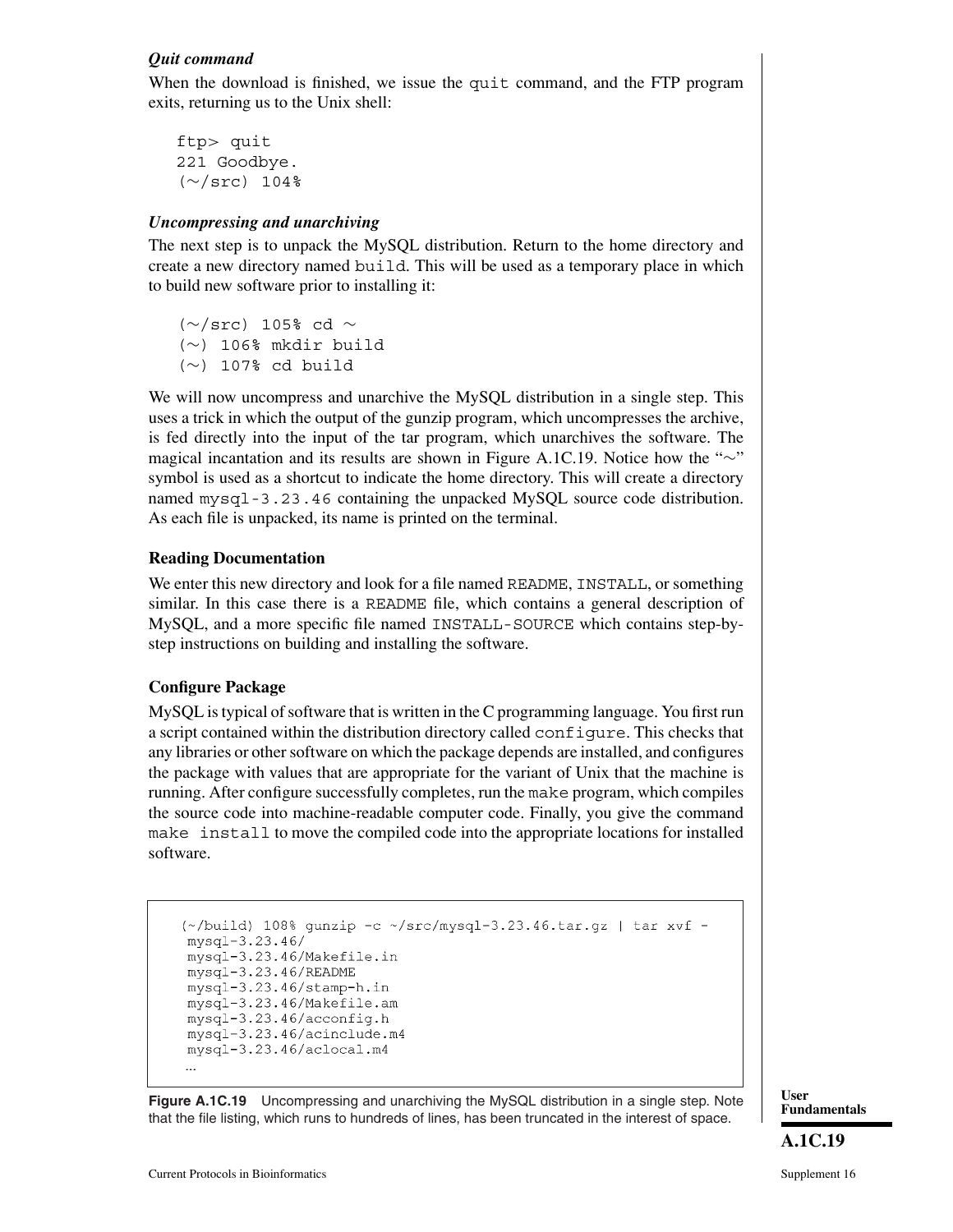### *Quit command*

When the download is finished, we issue the `quit` command, and the FTP program exits, returning us to the Unix shell:

```
ftp> quit
221 Goodbye.
(~/src) 104%
```

### *Uncompressing and unarchiving*

The next step is to unpack the MySQL distribution. Return to the home directory and create a new directory named `build`. This will be used as a temporary place in which to build new software prior to installing it:

```
(~/src) 105% cd ~
(~) 106% mkdir build
(~) 107% cd build
```

We will now uncompress and unarchive the MySQL distribution in a single step. This uses a trick in which the output of the gunzip program, which uncompresses the archive, is fed directly into the input of the tar program, which unarchives the software. The magical incantation and its results are shown in Figure A.1C.19. Notice how the "~" symbol is used as a shortcut to indicate the home directory. This will create a directory named `mysql-3.23.46` containing the unpacked MySQL source code distribution. As each file is unpacked, its name is printed on the terminal.

## Reading Documentation

We enter this new directory and look for a file named `README`, `INSTALL`, or something similar. In this case there is a `README` file, which contains a general description of MySQL, and a more specific file named `INSTALL-SOURCE` which contains step-by-step instructions on building and installing the software.

## Configure Package

MySQL is typical of software that is written in the C programming language. You first run a script contained within the distribution directory called `configure`. This checks that any libraries or other software on which the package depends are installed, and configures the package with values that are appropriate for the variant of Unix that the machine is running. After configure successfully completes, run the `make` program, which compiles the source code into machine-readable computer code. Finally, you give the command `make install` to move the compiled code into the appropriate locations for installed software.

```
(~/build) 108% gunzip -c ~/src/mysql-3.23.46.tar.gz | tar xvf -
 mysql-3.23.46/
 mysql-3.23.46/Makefile.in
 mysql-3.23.46/README
 mysql-3.23.46/stamp-h.in
 mysql-3.23.46/Makefile.am
 mysql-3.23.46/acconfig.h
 mysql-3.23.46/acinclude.m4
 mysql-3.23.46/aclocal.m4
 ...
```

**Figure A.1C.19** Uncompressing and unarchiving the MySQL distribution in a single step. Note that the file listing, which runs to hundreds of lines, has been truncated in the interest of space.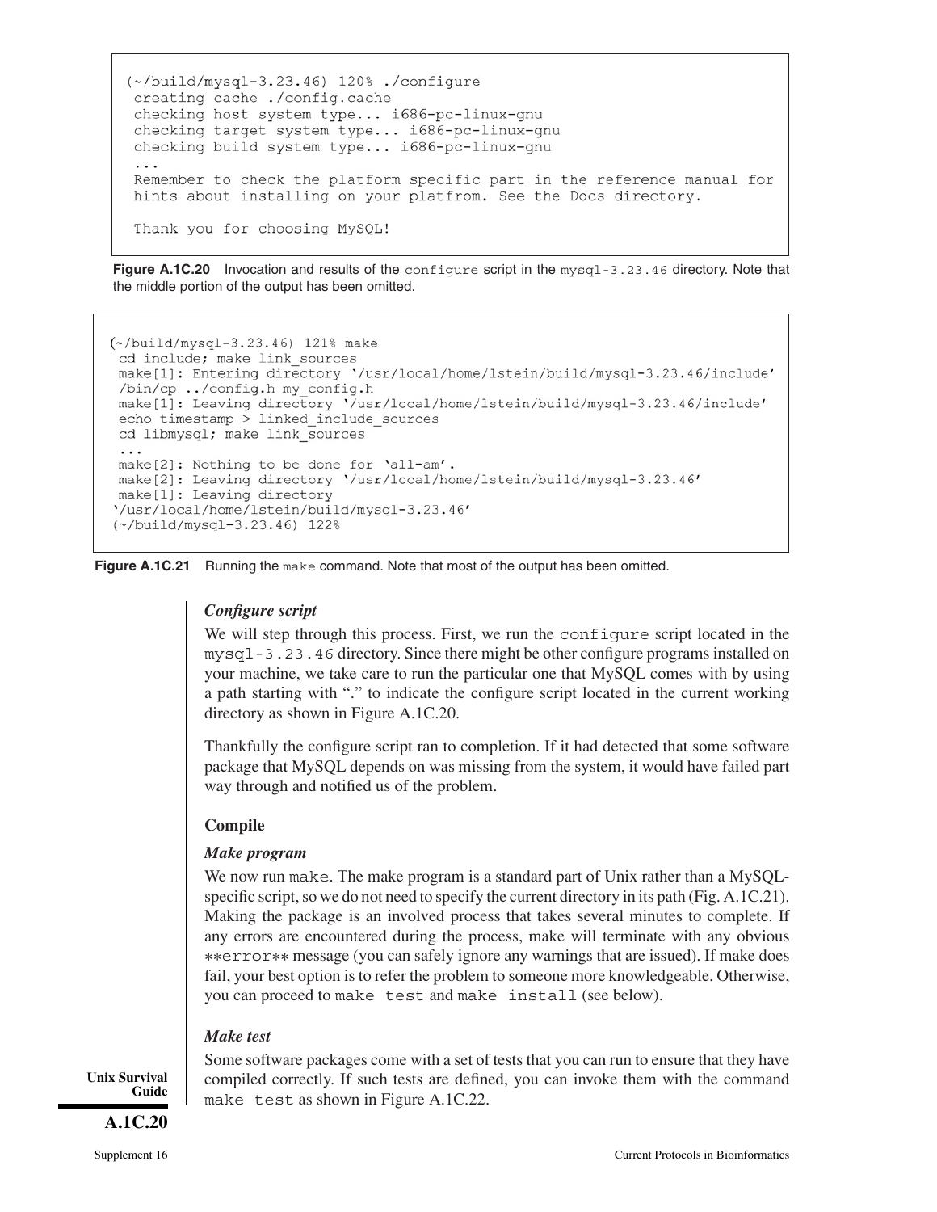```
(~/build/mysql-3.23.46) 120% ./configure
 creating cache ./config.cache
 checking host system type... i686-pc-linux-gnu
 checking target system type... i686-pc-linux-gnu
 checking build system type... i686-pc-linux-gnu
 ...
 Remember to check the platform specific part in the reference manual for
 hints about installing on your platfrom. See the Docs directory.

 Thank you for choosing MySQL!
```

**Figure A.1C.20** Invocation and results of the `configure` script in the `mysql-3.23.46` directory. Note that the middle portion of the output has been omitted.

```
(~/build/mysql-3.23.46) 121% make
 cd include; make link_sources
 make[1]: Entering directory '/usr/local/home/lstein/build/mysql-3.23.46/include'
 /bin/cp ../config.h my_config.h
 make[1]: Leaving directory '/usr/local/home/lstein/build/mysql-3.23.46/include'
 echo timestamp > linked_include_sources
 cd libmysql; make link_sources
 ...
 make[2]: Nothing to be done for 'all-am'.
 make[2]: Leaving directory '/usr/local/home/lstein/build/mysql-3.23.46'
 make[1]: Leaving directory
'/usr/local/home/lstein/build/mysql-3.23.46'
(~/build/mysql-3.23.46) 122%
```

**Figure A.1C.21** Running the `make` command. Note that most of the output has been omitted.

### *Configure script*

We will step through this process. First, we run the `configure` script located in the `mysql-3.23.46` directory. Since there might be other configure programs installed on your machine, we take care to run the particular one that MySQL comes with by using a path starting with "." to indicate the configure script located in the current working directory as shown in Figure A.1C.20.

Thankfully the configure script ran to completion. If it had detected that some software package that MySQL depends on was missing from the system, it would have failed part way through and notified us of the problem.

## Compile

### *Make program*

We now run `make`. The make program is a standard part of Unix rather than a MySQL-specific script, so we do not need to specify the current directory in its path (Fig. A.1C.21). Making the package is an involved process that takes several minutes to complete. If any errors are encountered during the process, make will terminate with any obvious `**error**` message (you can safely ignore any warnings that are issued). If make does fail, your best option is to refer the problem to someone more knowledgeable. Otherwise, you can proceed to `make test` and `make install` (see below).

### *Make test*

Some software packages come with a set of tests that you can run to ensure that they have compiled correctly. If such tests are defined, you can invoke them with the command `make test` as shown in Figure A.1C.22.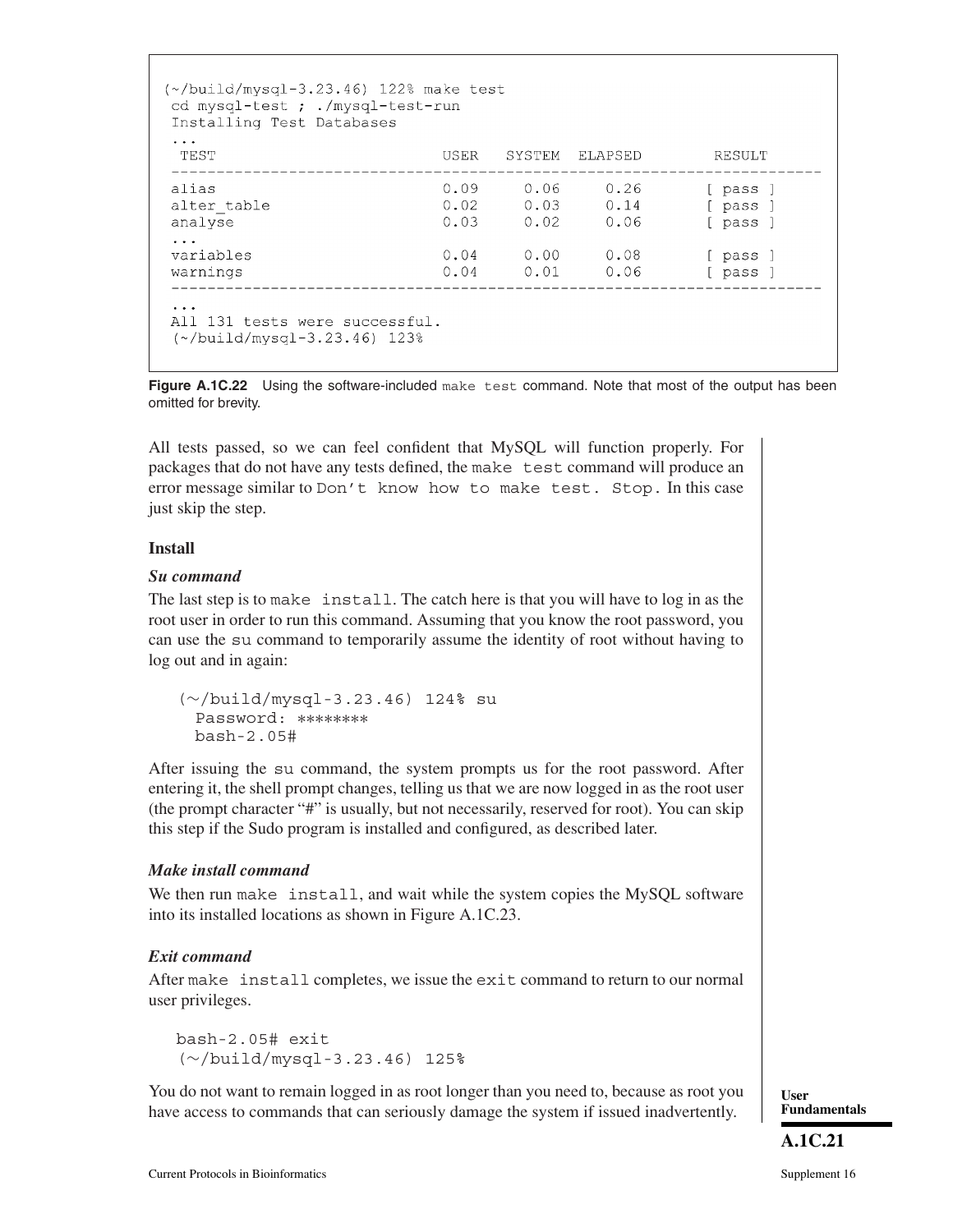```
(~/build/mysql-3.23.46) 122% make test
 cd mysql-test ; ./mysql-test-run
 Installing Test Databases
 ...
  TEST                              USER   SYSTEM  ELAPSED        RESULT
 ------------------------------------------------------------------------
 alias                              0.09    0.06     0.26        [ pass ]
 alter_table                        0.02    0.03     0.14        [ pass ]
 analyse                            0.03    0.02     0.06        [ pass ]
 ...
 variables                          0.04    0.00     0.08        [ pass ]
 warnings                           0.04    0.01     0.06        [ pass ]
 ------------------------------------------------------------------------
 ...
 All 131 tests were successful.
 (~/build/mysql-3.23.46) 123%
```

**Figure A.1C.22** Using the software-included `make test` command. Note that most of the output has been omitted for brevity.

All tests passed, so we can feel confident that MySQL will function properly. For packages that do not have any tests defined, the `make test` command will produce an error message similar to `Don't know how to make test. Stop.` In this case just skip the step.

### Install

#### *Su command*

The last step is to `make install`. The catch here is that you will have to log in as the root user in order to run this command. Assuming that you know the root password, you can use the `su` command to temporarily assume the identity of root without having to log out and in again:

```
(~/build/mysql-3.23.46) 124% su
  Password: ********
  bash-2.05#
```

After issuing the `su` command, the system prompts us for the root password. After entering it, the shell prompt changes, telling us that we are now logged in as the root user (the prompt character "#" is usually, but not necessarily, reserved for root). You can skip this step if the Sudo program is installed and configured, as described later.

#### *Make install command*

We then run `make install`, and wait while the system copies the MySQL software into its installed locations as shown in Figure A.1C.23.

#### *Exit command*

After `make install` completes, we issue the `exit` command to return to our normal user privileges.

```
bash-2.05# exit
(~/build/mysql-3.23.46) 125%
```

You do not want to remain logged in as root longer than you need to, because as root you have access to commands that can seriously damage the system if issued inadvertently.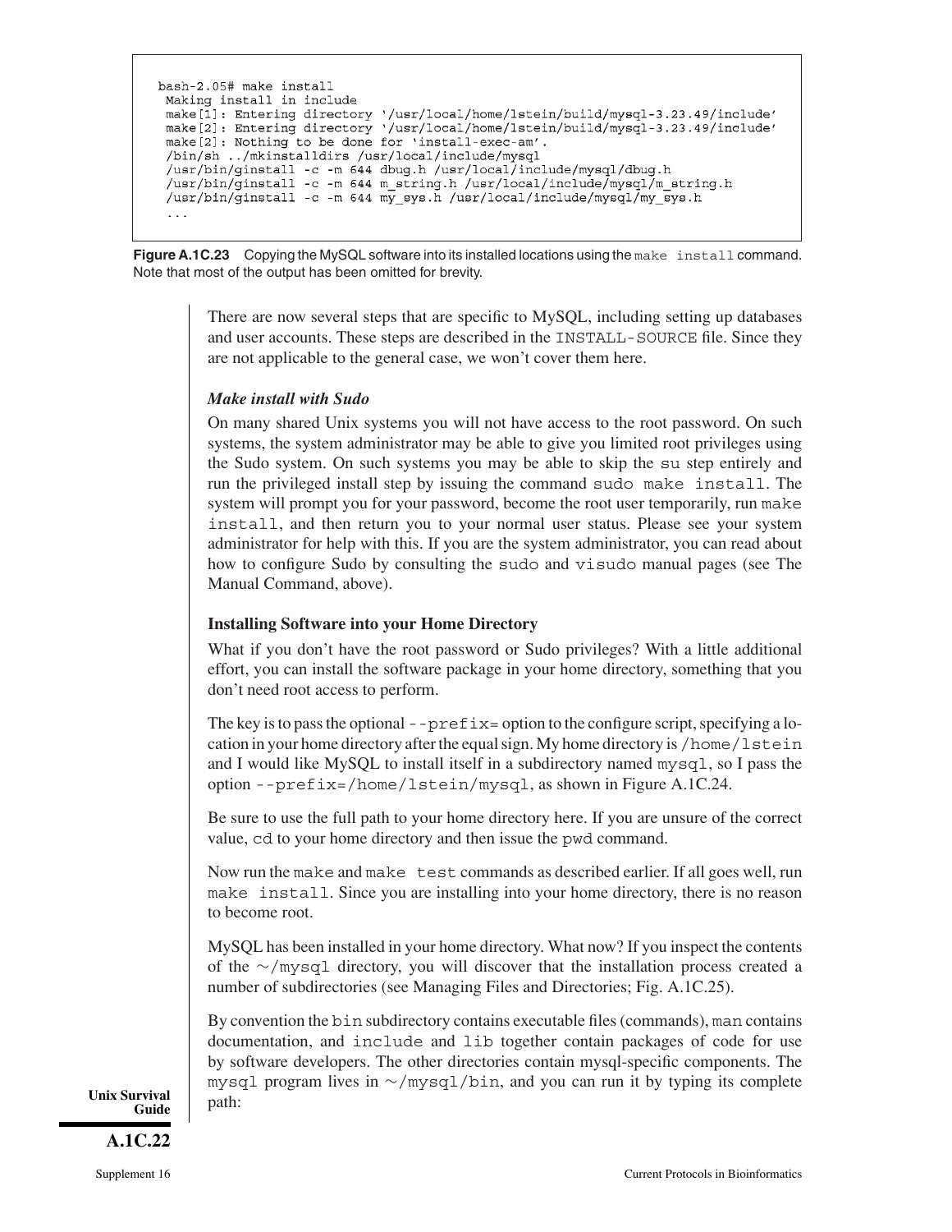```
bash-2.05# make install
 Making install in include
 make[1]: Entering directory '/usr/local/home/lstein/build/mysql-3.23.49/include'
 make[2]: Entering directory '/usr/local/home/lstein/build/mysql-3.23.49/include'
 make[2]: Nothing to be done for 'install-exec-am'.
 /bin/sh ../mkinstalldirs /usr/local/include/mysql
 /usr/bin/ginstall -c -m 644 dbug.h /usr/local/include/mysql/dbug.h
 /usr/bin/ginstall -c -m 644 m_string.h /usr/local/include/mysql/m_string.h
 /usr/bin/ginstall -c -m 644 my_sys.h /usr/local/include/mysql/my_sys.h
 ...
```

**Figure A.1C.23** Copying the MySQL software into its installed locations using the `make install` command. Note that most of the output has been omitted for brevity.

There are now several steps that are specific to MySQL, including setting up databases and user accounts. These steps are described in the `INSTALL-SOURCE` file. Since they are not applicable to the general case, we won't cover them here.

### *Make install with Sudo*

On many shared Unix systems you will not have access to the root password. On such systems, the system administrator may be able to give you limited root privileges using the Sudo system. On such systems you may be able to skip the `su` step entirely and run the privileged install step by issuing the command `sudo make install`. The system will prompt you for your password, become the root user temporarily, run `make install`, and then return you to your normal user status. Please see your system administrator for help with this. If you are the system administrator, you can read about how to configure Sudo by consulting the `sudo` and `visudo` manual pages (see The Manual Command, above).

### Installing Software into your Home Directory

What if you don't have the root password or Sudo privileges? With a little additional effort, you can install the software package in your home directory, something that you don't need root access to perform.

The key is to pass the optional `--prefix=` option to the configure script, specifying a location in your home directory after the equal sign. My home directory is `/home/lstein` and I would like MySQL to install itself in a subdirectory named `mysql`, so I pass the option `--prefix=/home/lstein/mysql`, as shown in Figure A.1C.24.

Be sure to use the full path to your home directory here. If you are unsure of the correct value, `cd` to your home directory and then issue the `pwd` command.

Now run the `make` and `make test` commands as described earlier. If all goes well, run `make install`. Since you are installing into your home directory, there is no reason to become root.

MySQL has been installed in your home directory. What now? If you inspect the contents of the `~/mysql` directory, you will discover that the installation process created a number of subdirectories (see Managing Files and Directories; Fig. A.1C.25).

By convention the `bin` subdirectory contains executable files (commands), `man` contains documentation, and `include` and `lib` together contain packages of code for use by software developers. The other directories contain mysql-specific components. The `mysql` program lives in `~/mysql/bin`, and you can run it by typing its complete path: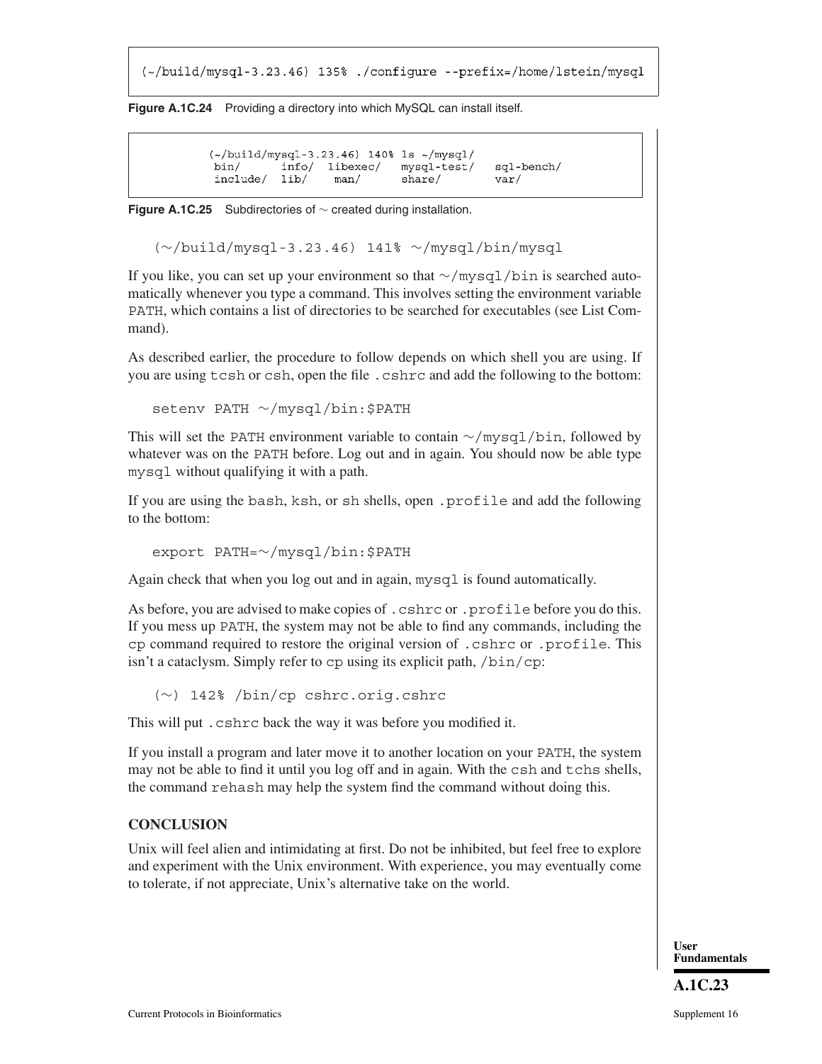```
(~/build/mysql-3.23.46) 135% ./configure --prefix=/home/lstein/mysql
```

**Figure A.1C.24** Providing a directory into which MySQL can install itself.

```
(~/build/mysql-3.23.46) 140% ls ~/mysql/
 bin/      info/  libexec/   mysql-test/   sql-bench/
 include/  lib/    man/      share/        var/
```

**Figure A.1C.25** Subdirectories of ∼ created during installation.

```
(∼/build/mysql-3.23.46) 141% ∼/mysql/bin/mysql
```

If you like, you can set up your environment so that ∼/mysql/bin is searched automatically whenever you type a command. This involves setting the environment variable PATH, which contains a list of directories to be searched for executables (see List Command).

As described earlier, the procedure to follow depends on which shell you are using. If you are using tcsh or csh, open the file .cshrc and add the following to the bottom:

```
setenv PATH ∼/mysql/bin:$PATH
```

This will set the PATH environment variable to contain ∼/mysql/bin, followed by whatever was on the PATH before. Log out and in again. You should now be able type mysql without qualifying it with a path.

If you are using the bash, ksh, or sh shells, open .profile and add the following to the bottom:

```
export PATH=∼/mysql/bin:$PATH
```

Again check that when you log out and in again, mysql is found automatically.

As before, you are advised to make copies of .cshrc or .profile before you do this. If you mess up PATH, the system may not be able to find any commands, including the cp command required to restore the original version of .cshrc or .profile. This isn't a cataclysm. Simply refer to cp using its explicit path, /bin/cp:

```
(∼) 142% /bin/cp cshrc.orig.cshrc
```

This will put .cshrc back the way it was before you modified it.

If you install a program and later move it to another location on your PATH, the system may not be able to find it until you log off and in again. With the csh and tchs shells, the command rehash may help the system find the command without doing this.

## CONCLUSION

Unix will feel alien and intimidating at first. Do not be inhibited, but feel free to explore and experiment with the Unix environment. With experience, you may eventually come to tolerate, if not appreciate, Unix's alternative take on the world.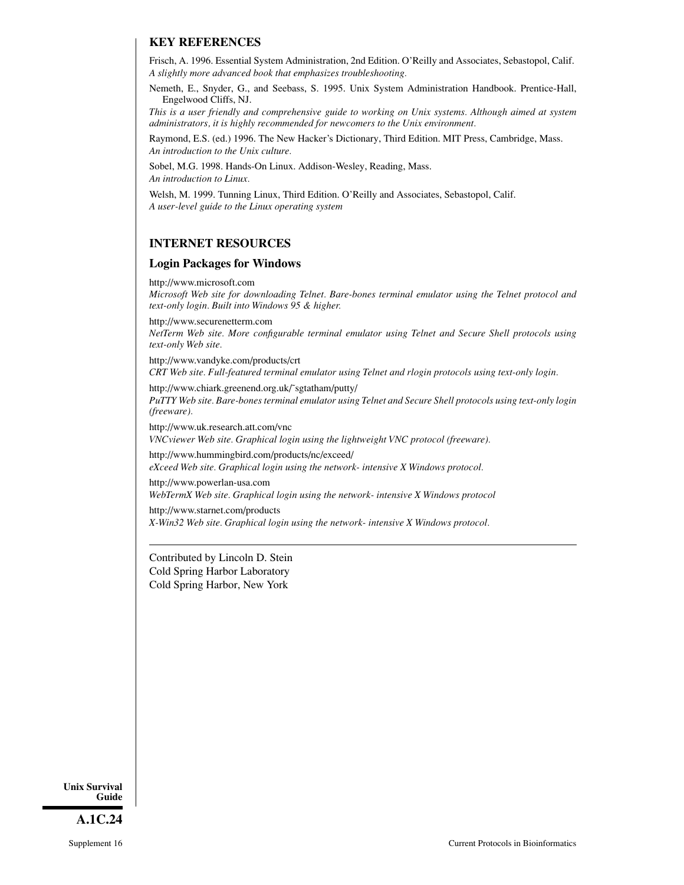## KEY REFERENCES

Frisch, A. 1996. Essential System Administration, 2nd Edition. O'Reilly and Associates, Sebastopol, Calif.

*A slightly more advanced book that emphasizes troubleshooting.*

Nemeth, E., Snyder, G., and Seebass, S. 1995. Unix System Administration Handbook. Prentice-Hall, Engelwood Cliffs, NJ.

*This is a user friendly and comprehensive guide to working on Unix systems. Although aimed at system administrators, it is highly recommended for newcomers to the Unix environment.*

Raymond, E.S. (ed.) 1996. The New Hacker's Dictionary, Third Edition. MIT Press, Cambridge, Mass.

*An introduction to the Unix culture.*

Sobel, M.G. 1998. Hands-On Linux. Addison-Wesley, Reading, Mass.

*An introduction to Linux.*

Welsh, M. 1999. Tunning Linux, Third Edition. O'Reilly and Associates, Sebastopol, Calif.

*A user-level guide to the Linux operating system*

## INTERNET RESOURCES

### Login Packages for Windows

http://www.microsoft.com

*Microsoft Web site for downloading Telnet. Bare-bones terminal emulator using the Telnet protocol and text-only login. Built into Windows 95 & higher.*

http://www.securenetterm.com

*NetTerm Web site. More configurable terminal emulator using Telnet and Secure Shell protocols using text-only Web site.*

http://www.vandyke.com/products/crt

*CRT Web site. Full-featured terminal emulator using Telnet and rlogin protocols using text-only login.*

http://www.chiark.greenend.org.uk/~sgtatham/putty/

*PuTTY Web site. Bare-bones terminal emulator using Telnet and Secure Shell protocols using text-only login (freeware).*

http://www.uk.research.att.com/vnc

*VNCviewer Web site. Graphical login using the lightweight VNC protocol (freeware).*

http://www.hummingbird.com/products/nc/exceed/

*eXceed Web site. Graphical login using the network- intensive X Windows protocol.*

http://www.powerlan-usa.com

*WebTermX Web site. Graphical login using the network- intensive X Windows protocol*

http://www.starnet.com/products

*X-Win32 Web site. Graphical login using the network- intensive X Windows protocol.*

---

Contributed by Lincoln D. Stein
Cold Spring Harbor Laboratory
Cold Spring Harbor, New York